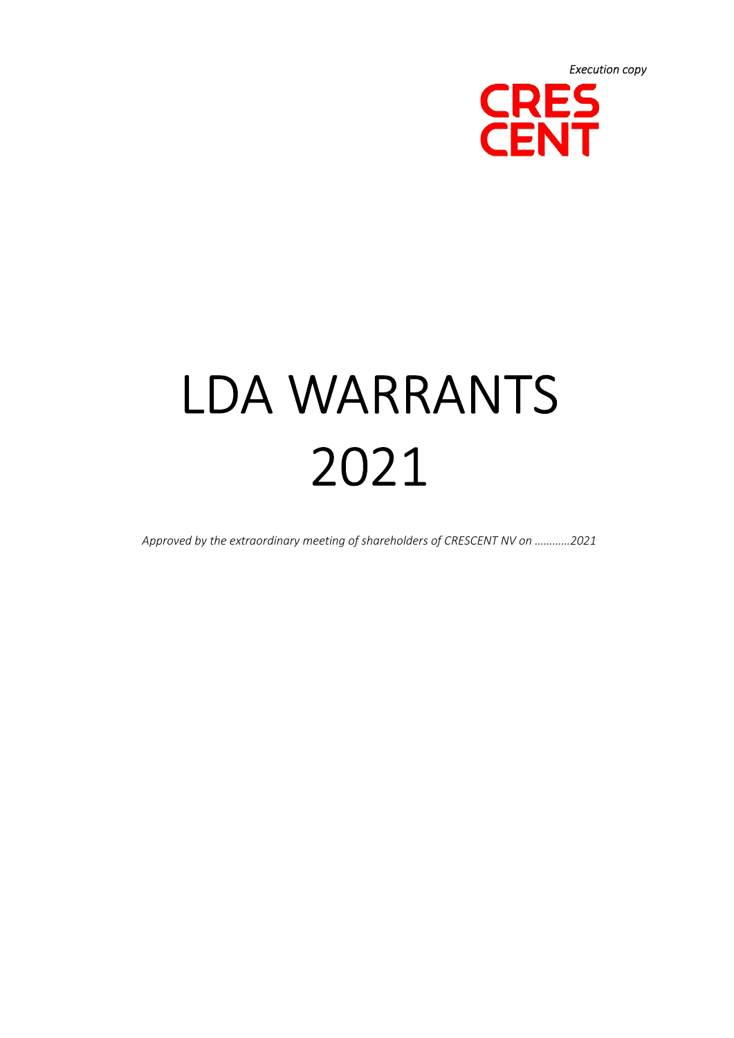*Execution copy*

CRES
CENT

# LDA WARRANTS 2021

*Approved by the extraordinary meeting of shareholders of CRESCENT NV on …………2021*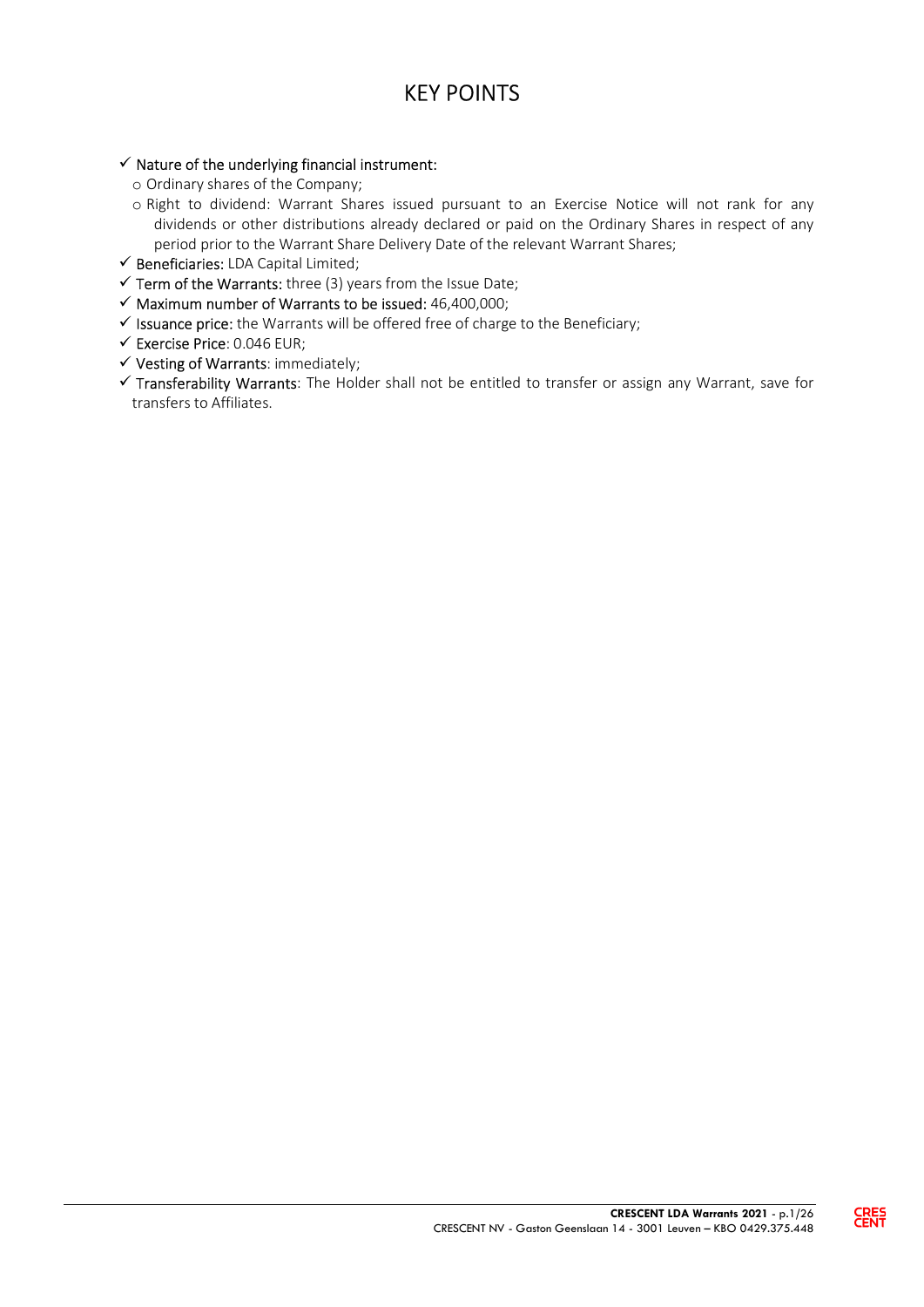# KEY POINTS

- ✓ Nature of the underlying financial instrument:
  - o Ordinary shares of the Company;
  - o Right to dividend: Warrant Shares issued pursuant to an Exercise Notice will not rank for any dividends or other distributions already declared or paid on the Ordinary Shares in respect of any period prior to the Warrant Share Delivery Date of the relevant Warrant Shares;
- ✓ Beneficiaries: LDA Capital Limited;
- ✓ Term of the Warrants: three (3) years from the Issue Date;
- ✓ Maximum number of Warrants to be issued: 46,400,000;
- ✓ Issuance price: the Warrants will be offered free of charge to the Beneficiary;
- ✓ Exercise Price: 0.046 EUR;
- ✓ Vesting of Warrants: immediately;
- ✓ Transferability Warrants: The Holder shall not be entitled to transfer or assign any Warrant, save for transfers to Affiliates.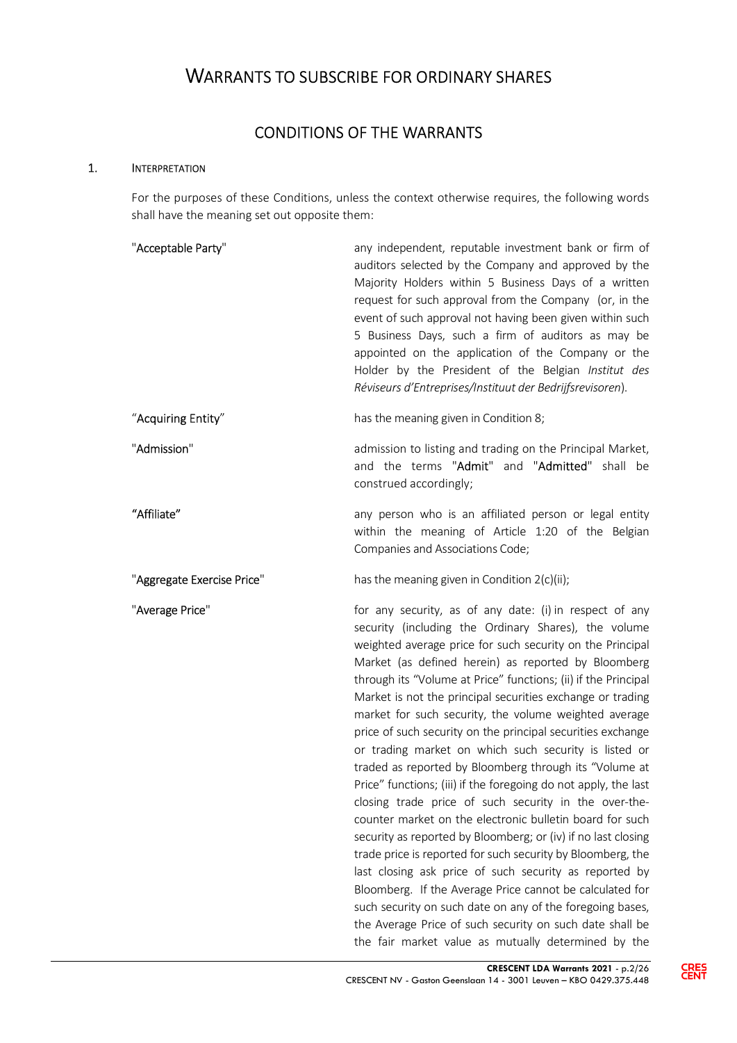# WARRANTS TO SUBSCRIBE FOR ORDINARY SHARES

## CONDITIONS OF THE WARRANTS

### 1. INTERPRETATION

For the purposes of these Conditions, unless the context otherwise requires, the following words shall have the meaning set out opposite them:

| | |
|---|---|
| "**Acceptable Party**" | any independent, reputable investment bank or firm of auditors selected by the Company and approved by the Majority Holders within 5 Business Days of a written request for such approval from the Company (or, in the event of such approval not having been given within such 5 Business Days, such a firm of auditors as may be appointed on the application of the Company or the Holder by the President of the Belgian *Institut des Réviseurs d'Entreprises/Instituut der Bedrijfsrevisoren*). |
| "**Acquiring Entity**" | has the meaning given in Condition 8; |
| "**Admission**" | admission to listing and trading on the Principal Market, and the terms "**Admit**" and "**Admitted**" shall be construed accordingly; |
| "**Affiliate**" | any person who is an affiliated person or legal entity within the meaning of Article 1:20 of the Belgian Companies and Associations Code; |
| "**Aggregate Exercise Price**" | has the meaning given in Condition 2(c)(ii); |
| "**Average Price**" | for any security, as of any date: (i) in respect of any security (including the Ordinary Shares), the volume weighted average price for such security on the Principal Market (as defined herein) as reported by Bloomberg through its "Volume at Price" functions; (ii) if the Principal Market is not the principal securities exchange or trading market for such security, the volume weighted average price of such security on the principal securities exchange or trading market on which such security is listed or traded as reported by Bloomberg through its "Volume at Price" functions; (iii) if the foregoing do not apply, the last closing trade price of such security in the over-the-counter market on the electronic bulletin board for such security as reported by Bloomberg; or (iv) if no last closing trade price is reported for such security by Bloomberg, the last closing ask price of such security as reported by Bloomberg. If the Average Price cannot be calculated for such security on such date on any of the foregoing bases, the Average Price of such security on such date shall be the fair market value as mutually determined by the |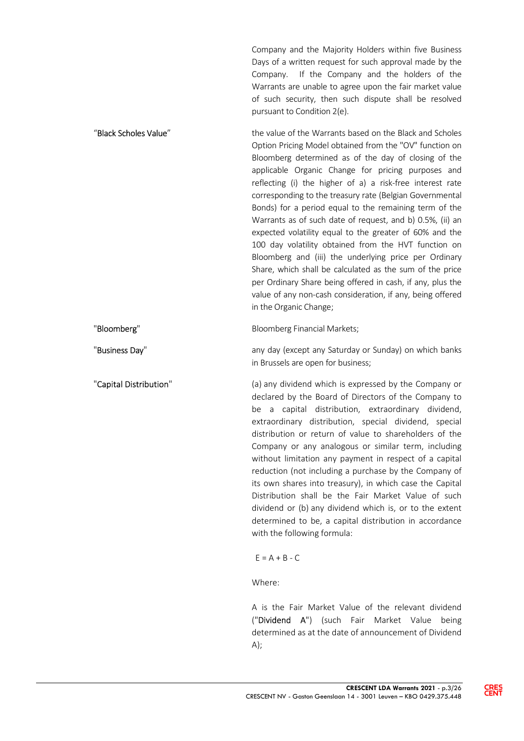Company and the Majority Holders within five Business Days of a written request for such approval made by the Company. If the Company and the holders of the Warrants are unable to agree upon the fair market value of such security, then such dispute shall be resolved pursuant to Condition 2(e).

"**Black Scholes Value**" the value of the Warrants based on the Black and Scholes Option Pricing Model obtained from the "OV" function on Bloomberg determined as of the day of closing of the applicable Organic Change for pricing purposes and reflecting (i) the higher of a) a risk-free interest rate corresponding to the treasury rate (Belgian Governmental Bonds) for a period equal to the remaining term of the Warrants as of such date of request, and b) 0.5%, (ii) an expected volatility equal to the greater of 60% and the 100 day volatility obtained from the HVT function on Bloomberg and (iii) the underlying price per Ordinary Share, which shall be calculated as the sum of the price per Ordinary Share being offered in cash, if any, plus the value of any non-cash consideration, if any, being offered in the Organic Change;

"**Bloomberg**" Bloomberg Financial Markets;

"**Business Day**" any day (except any Saturday or Sunday) on which banks in Brussels are open for business;

"**Capital Distribution**" (a) any dividend which is expressed by the Company or declared by the Board of Directors of the Company to be a capital distribution, extraordinary dividend, extraordinary distribution, special dividend, special distribution or return of value to shareholders of the Company or any analogous or similar term, including without limitation any payment in respect of a capital reduction (not including a purchase by the Company of its own shares into treasury), in which case the Capital Distribution shall be the Fair Market Value of such dividend or (b) any dividend which is, or to the extent determined to be, a capital distribution in accordance with the following formula:

$$E = A + B - C$$

Where:

A is the Fair Market Value of the relevant dividend ("**Dividend A**") (such Fair Market Value being determined as at the date of announcement of Dividend A);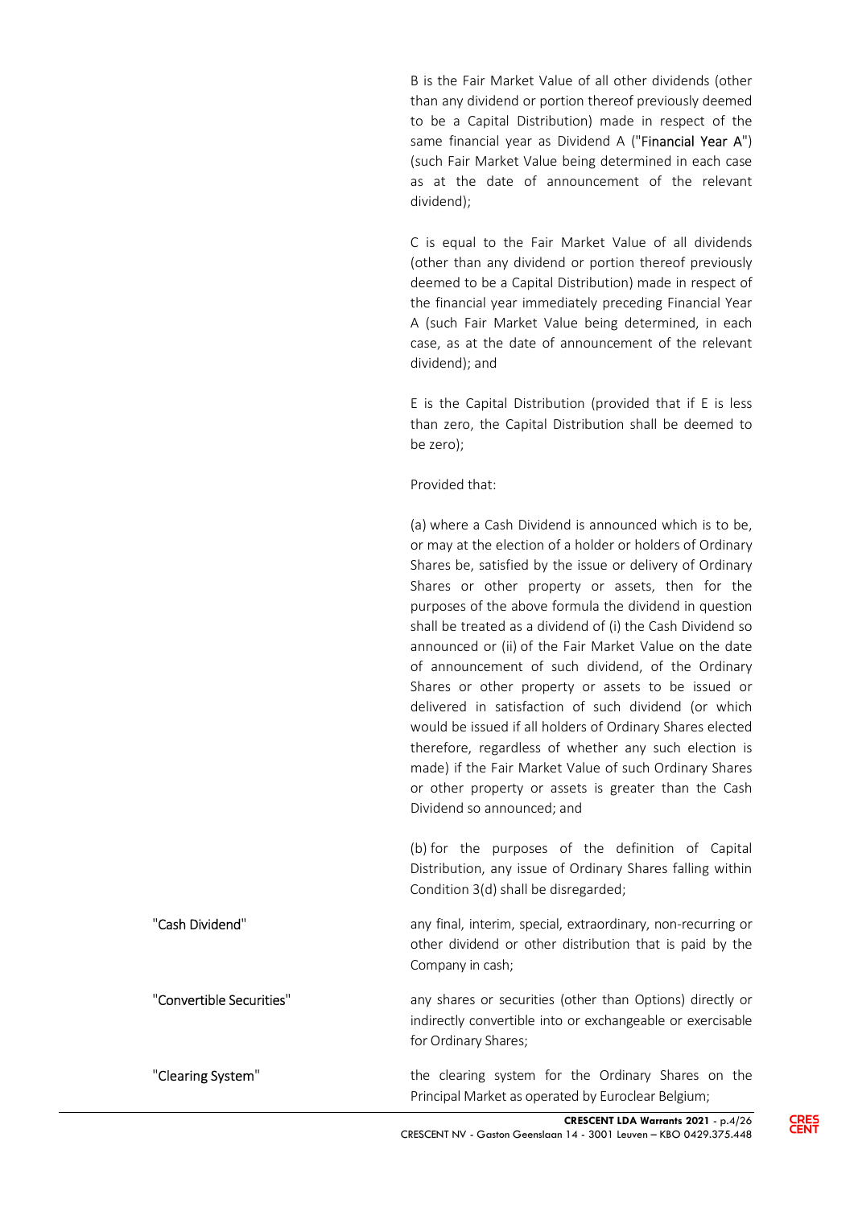B is the Fair Market Value of all other dividends (other than any dividend or portion thereof previously deemed to be a Capital Distribution) made in respect of the same financial year as Dividend A ("Financial Year A") (such Fair Market Value being determined in each case as at the date of announcement of the relevant dividend);

C is equal to the Fair Market Value of all dividends (other than any dividend or portion thereof previously deemed to be a Capital Distribution) made in respect of the financial year immediately preceding Financial Year A (such Fair Market Value being determined, in each case, as at the date of announcement of the relevant dividend); and

E is the Capital Distribution (provided that if E is less than zero, the Capital Distribution shall be deemed to be zero);

Provided that:

(a) where a Cash Dividend is announced which is to be, or may at the election of a holder or holders of Ordinary Shares be, satisfied by the issue or delivery of Ordinary Shares or other property or assets, then for the purposes of the above formula the dividend in question shall be treated as a dividend of (i) the Cash Dividend so announced or (ii) of the Fair Market Value on the date of announcement of such dividend, of the Ordinary Shares or other property or assets to be issued or delivered in satisfaction of such dividend (or which would be issued if all holders of Ordinary Shares elected therefore, regardless of whether any such election is made) if the Fair Market Value of such Ordinary Shares or other property or assets is greater than the Cash Dividend so announced; and

(b) for the purposes of the definition of Capital Distribution, any issue of Ordinary Shares falling within Condition 3(d) shall be disregarded;

"Cash Dividend" — any final, interim, special, extraordinary, non-recurring or other dividend or other distribution that is paid by the Company in cash;

"Convertible Securities" — any shares or securities (other than Options) directly or indirectly convertible into or exchangeable or exercisable for Ordinary Shares;

"Clearing System" — the clearing system for the Ordinary Shares on the Principal Market as operated by Euroclear Belgium;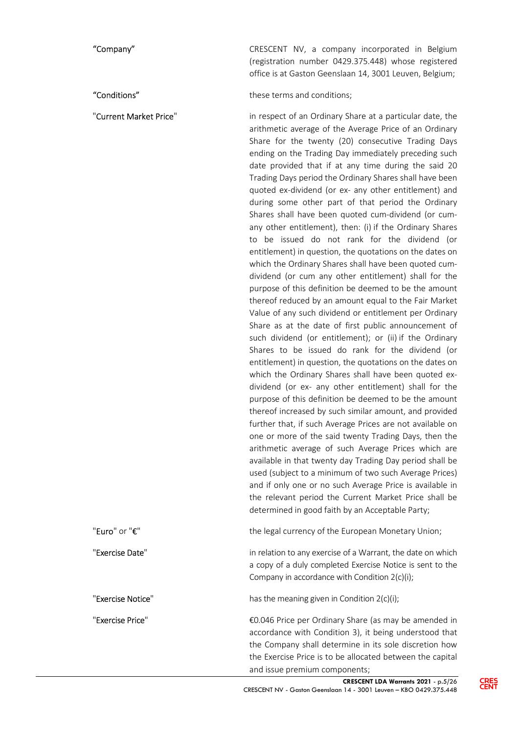| | |
|---|---|
| "Company" | CRESCENT NV, a company incorporated in Belgium (registration number 0429.375.448) whose registered office is at Gaston Geenslaan 14, 3001 Leuven, Belgium; |
| "Conditions" | these terms and conditions; |
| "Current Market Price" | in respect of an Ordinary Share at a particular date, the arithmetic average of the Average Price of an Ordinary Share for the twenty (20) consecutive Trading Days ending on the Trading Day immediately preceding such date provided that if at any time during the said 20 Trading Days period the Ordinary Shares shall have been quoted ex-dividend (or ex- any other entitlement) and during some other part of that period the Ordinary Shares shall have been quoted cum-dividend (or cum-any other entitlement), then: (i) if the Ordinary Shares to be issued do not rank for the dividend (or entitlement) in question, the quotations on the dates on which the Ordinary Shares shall have been quoted cum-dividend (or cum any other entitlement) shall for the purpose of this definition be deemed to be the amount thereof reduced by an amount equal to the Fair Market Value of any such dividend or entitlement per Ordinary Share as at the date of first public announcement of such dividend (or entitlement); or (ii) if the Ordinary Shares to be issued do rank for the dividend (or entitlement) in question, the quotations on the dates on which the Ordinary Shares shall have been quoted ex-dividend (or ex- any other entitlement) shall for the purpose of this definition be deemed to be the amount thereof increased by such similar amount, and provided further that, if such Average Prices are not available on one or more of the said twenty Trading Days, then the arithmetic average of such Average Prices which are available in that twenty day Trading Day period shall be used (subject to a minimum of two such Average Prices) and if only one or no such Average Price is available in the relevant period the Current Market Price shall be determined in good faith by an Acceptable Party; |
| "Euro" or "€" | the legal currency of the European Monetary Union; |
| "Exercise Date" | in relation to any exercise of a Warrant, the date on which a copy of a duly completed Exercise Notice is sent to the Company in accordance with Condition 2(c)(i); |
| "Exercise Notice" | has the meaning given in Condition 2(c)(i); |
| "Exercise Price" | €0.046 Price per Ordinary Share (as may be amended in accordance with Condition 3), it being understood that the Company shall determine in its sole discretion how the Exercise Price is to be allocated between the capital and issue premium components; |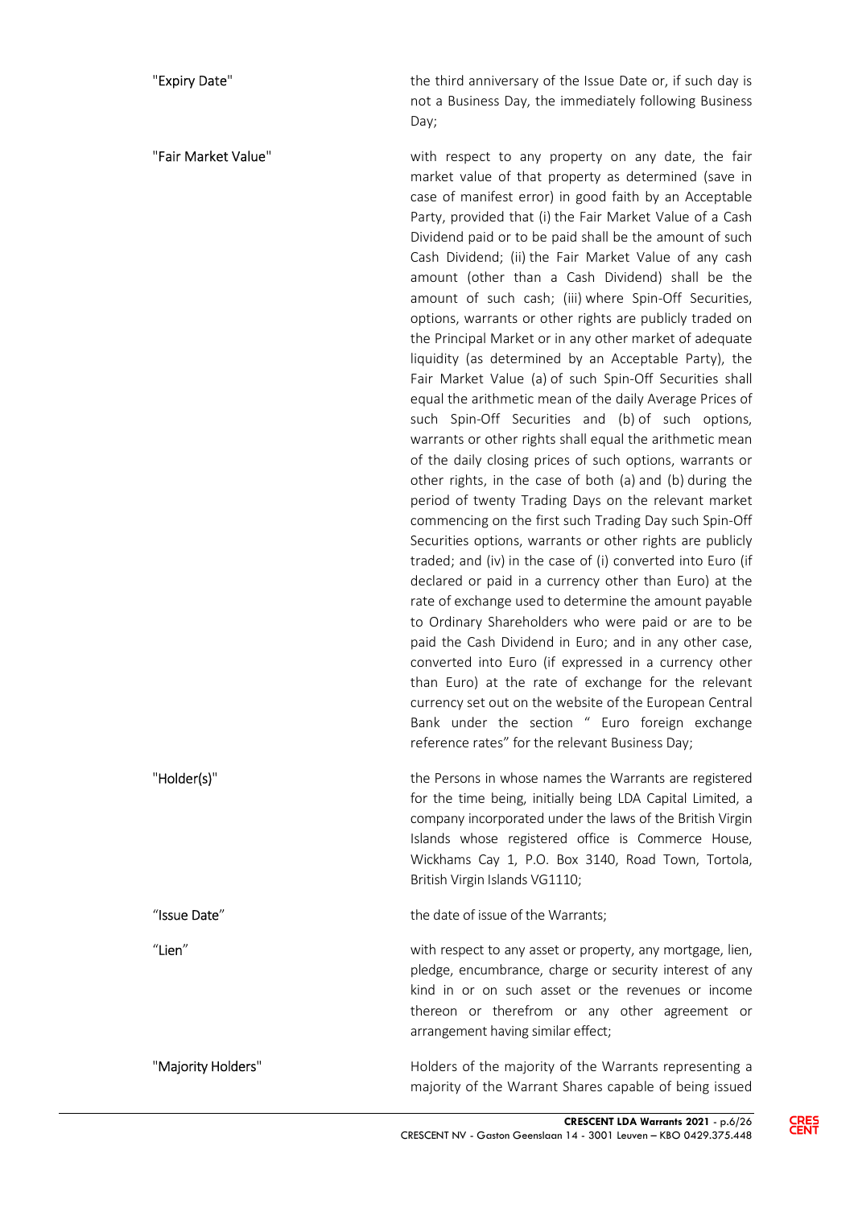"Expiry Date" the third anniversary of the Issue Date or, if such day is not a Business Day, the immediately following Business Day;

"Fair Market Value" with respect to any property on any date, the fair market value of that property as determined (save in case of manifest error) in good faith by an Acceptable Party, provided that (i) the Fair Market Value of a Cash Dividend paid or to be paid shall be the amount of such Cash Dividend; (ii) the Fair Market Value of any cash amount (other than a Cash Dividend) shall be the amount of such cash; (iii) where Spin-Off Securities, options, warrants or other rights are publicly traded on the Principal Market or in any other market of adequate liquidity (as determined by an Acceptable Party), the Fair Market Value (a) of such Spin-Off Securities shall equal the arithmetic mean of the daily Average Prices of such Spin-Off Securities and (b) of such options, warrants or other rights shall equal the arithmetic mean of the daily closing prices of such options, warrants or other rights, in the case of both (a) and (b) during the period of twenty Trading Days on the relevant market commencing on the first such Trading Day such Spin-Off Securities options, warrants or other rights are publicly traded; and (iv) in the case of (i) converted into Euro (if declared or paid in a currency other than Euro) at the rate of exchange used to determine the amount payable to Ordinary Shareholders who were paid or are to be paid the Cash Dividend in Euro; and in any other case, converted into Euro (if expressed in a currency other than Euro) at the rate of exchange for the relevant currency set out on the website of the European Central Bank under the section " Euro foreign exchange reference rates" for the relevant Business Day;

"Holder(s)" the Persons in whose names the Warrants are registered for the time being, initially being LDA Capital Limited, a company incorporated under the laws of the British Virgin Islands whose registered office is Commerce House, Wickhams Cay 1, P.O. Box 3140, Road Town, Tortola, British Virgin Islands VG1110;

"Issue Date" the date of issue of the Warrants;

"Lien" with respect to any asset or property, any mortgage, lien, pledge, encumbrance, charge or security interest of any kind in or on such asset or the revenues or income thereon or therefrom or any other agreement or arrangement having similar effect;

"Majority Holders" Holders of the majority of the Warrants representing a majority of the Warrant Shares capable of being issued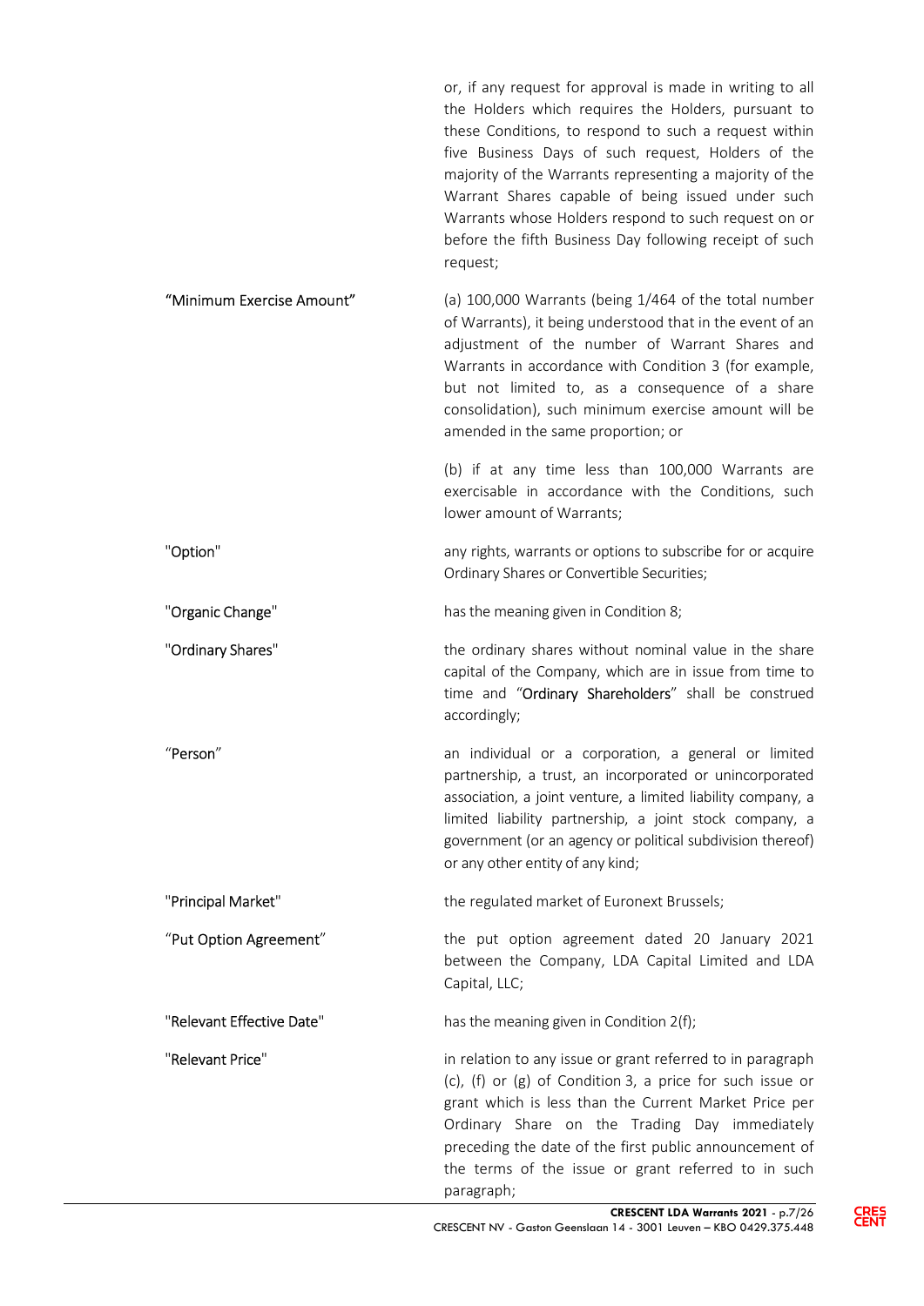or, if any request for approval is made in writing to all the Holders which requires the Holders, pursuant to these Conditions, to respond to such a request within five Business Days of such request, Holders of the majority of the Warrants representing a majority of the Warrant Shares capable of being issued under such Warrants whose Holders respond to such request on or before the fifth Business Day following receipt of such request;

"Minimum Exercise Amount" (a) 100,000 Warrants (being 1/464 of the total number of Warrants), it being understood that in the event of an adjustment of the number of Warrant Shares and Warrants in accordance with Condition 3 (for example, but not limited to, as a consequence of a share consolidation), such minimum exercise amount will be amended in the same proportion; or

(b) if at any time less than 100,000 Warrants are exercisable in accordance with the Conditions, such lower amount of Warrants;

"Option" any rights, warrants or options to subscribe for or acquire Ordinary Shares or Convertible Securities;

"Organic Change" has the meaning given in Condition 8;

"Ordinary Shares" the ordinary shares without nominal value in the share capital of the Company, which are in issue from time to time and "Ordinary Shareholders" shall be construed accordingly;

"Person" an individual or a corporation, a general or limited partnership, a trust, an incorporated or unincorporated association, a joint venture, a limited liability company, a limited liability partnership, a joint stock company, a government (or an agency or political subdivision thereof) or any other entity of any kind;

"Principal Market" the regulated market of Euronext Brussels;

"Put Option Agreement" the put option agreement dated 20 January 2021 between the Company, LDA Capital Limited and LDA Capital, LLC;

"Relevant Effective Date" has the meaning given in Condition 2(f);

"Relevant Price" in relation to any issue or grant referred to in paragraph (c), (f) or (g) of Condition 3, a price for such issue or grant which is less than the Current Market Price per Ordinary Share on the Trading Day immediately preceding the date of the first public announcement of the terms of the issue or grant referred to in such paragraph;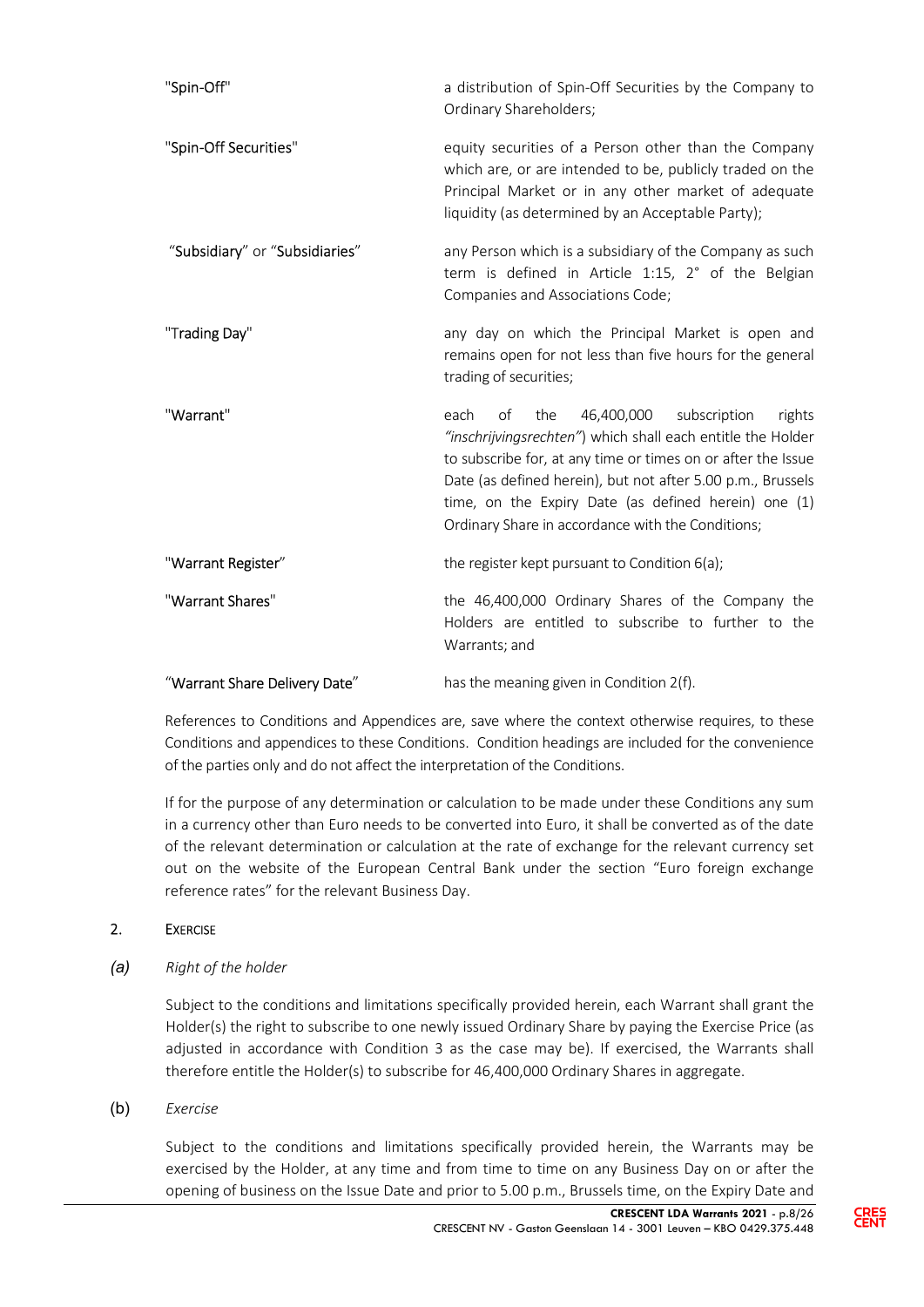| | |
|---|---|
| "**Spin-Off**" | a distribution of Spin-Off Securities by the Company to Ordinary Shareholders; |
| "**Spin-Off Securities**" | equity securities of a Person other than the Company which are, or are intended to be, publicly traded on the Principal Market or in any other market of adequate liquidity (as determined by an Acceptable Party); |
| "**Subsidiary**" or "**Subsidiaries**" | any Person which is a subsidiary of the Company as such term is defined in Article 1:15, 2° of the Belgian Companies and Associations Code; |
| "**Trading Day**" | any day on which the Principal Market is open and remains open for not less than five hours for the general trading of securities; |
| "**Warrant**" | each of the 46,400,000 subscription rights *"inschrijvingsrechten"*) which shall each entitle the Holder to subscribe for, at any time or times on or after the Issue Date (as defined herein), but not after 5.00 p.m., Brussels time, on the Expiry Date (as defined herein) one (1) Ordinary Share in accordance with the Conditions; |
| "**Warrant Register**" | the register kept pursuant to Condition 6(a); |
| "**Warrant Shares**" | the 46,400,000 Ordinary Shares of the Company the Holders are entitled to subscribe to further to the Warrants; and |
| "**Warrant Share Delivery Date**" | has the meaning given in Condition 2(f). |

References to Conditions and Appendices are, save where the context otherwise requires, to these Conditions and appendices to these Conditions. Condition headings are included for the convenience of the parties only and do not affect the interpretation of the Conditions.

If for the purpose of any determination or calculation to be made under these Conditions any sum in a currency other than Euro needs to be converted into Euro, it shall be converted as of the date of the relevant determination or calculation at the rate of exchange for the relevant currency set out on the website of the European Central Bank under the section "Euro foreign exchange reference rates" for the relevant Business Day.

## 2. EXERCISE

### *(a) Right of the holder*

Subject to the conditions and limitations specifically provided herein, each Warrant shall grant the Holder(s) the right to subscribe to one newly issued Ordinary Share by paying the Exercise Price (as adjusted in accordance with Condition 3 as the case may be). If exercised, the Warrants shall therefore entitle the Holder(s) to subscribe for 46,400,000 Ordinary Shares in aggregate.

### (b) *Exercise*

Subject to the conditions and limitations specifically provided herein, the Warrants may be exercised by the Holder, at any time and from time to time on any Business Day on or after the opening of business on the Issue Date and prior to 5.00 p.m., Brussels time, on the Expiry Date and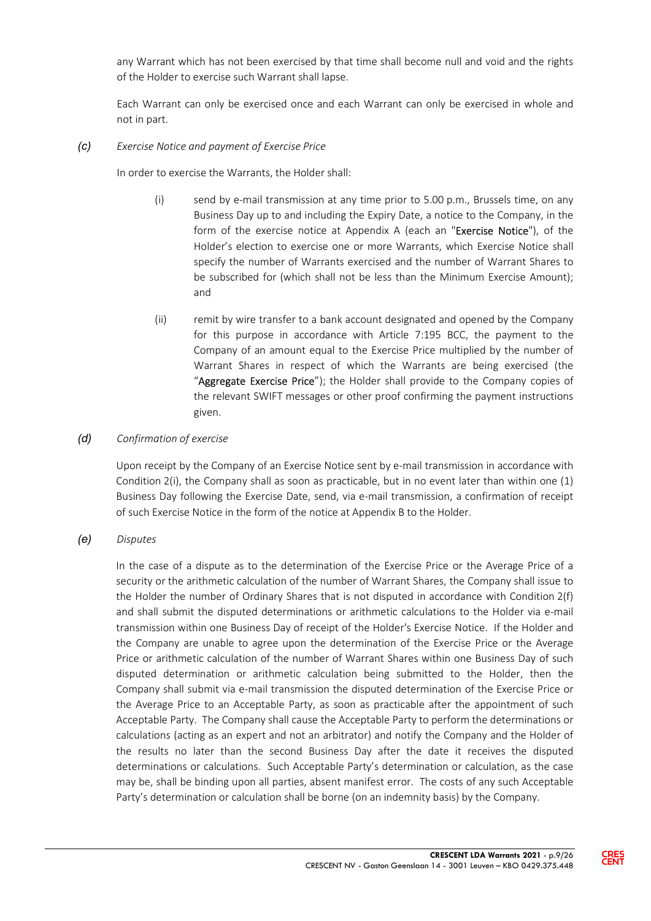any Warrant which has not been exercised by that time shall become null and void and the rights of the Holder to exercise such Warrant shall lapse.

Each Warrant can only be exercised once and each Warrant can only be exercised in whole and not in part.

*(c)* *Exercise Notice and payment of Exercise Price*

In order to exercise the Warrants, the Holder shall:

(i) send by e-mail transmission at any time prior to 5.00 p.m., Brussels time, on any Business Day up to and including the Expiry Date, a notice to the Company, in the form of the exercise notice at Appendix A (each an "**Exercise Notice**"), of the Holder's election to exercise one or more Warrants, which Exercise Notice shall specify the number of Warrants exercised and the number of Warrant Shares to be subscribed for (which shall not be less than the Minimum Exercise Amount); and

(ii) remit by wire transfer to a bank account designated and opened by the Company for this purpose in accordance with Article 7:195 BCC, the payment to the Company of an amount equal to the Exercise Price multiplied by the number of Warrant Shares in respect of which the Warrants are being exercised (the "**Aggregate Exercise Price**"); the Holder shall provide to the Company copies of the relevant SWIFT messages or other proof confirming the payment instructions given.

*(d)* *Confirmation of exercise*

Upon receipt by the Company of an Exercise Notice sent by e-mail transmission in accordance with Condition 2(i), the Company shall as soon as practicable, but in no event later than within one (1) Business Day following the Exercise Date, send, via e-mail transmission, a confirmation of receipt of such Exercise Notice in the form of the notice at Appendix B to the Holder.

*(e)* *Disputes*

In the case of a dispute as to the determination of the Exercise Price or the Average Price of a security or the arithmetic calculation of the number of Warrant Shares, the Company shall issue to the Holder the number of Ordinary Shares that is not disputed in accordance with Condition 2(f) and shall submit the disputed determinations or arithmetic calculations to the Holder via e-mail transmission within one Business Day of receipt of the Holder's Exercise Notice. If the Holder and the Company are unable to agree upon the determination of the Exercise Price or the Average Price or arithmetic calculation of the number of Warrant Shares within one Business Day of such disputed determination or arithmetic calculation being submitted to the Holder, then the Company shall submit via e-mail transmission the disputed determination of the Exercise Price or the Average Price to an Acceptable Party, as soon as practicable after the appointment of such Acceptable Party. The Company shall cause the Acceptable Party to perform the determinations or calculations (acting as an expert and not an arbitrator) and notify the Company and the Holder of the results no later than the second Business Day after the date it receives the disputed determinations or calculations. Such Acceptable Party's determination or calculation, as the case may be, shall be binding upon all parties, absent manifest error. The costs of any such Acceptable Party's determination or calculation shall be borne (on an indemnity basis) by the Company.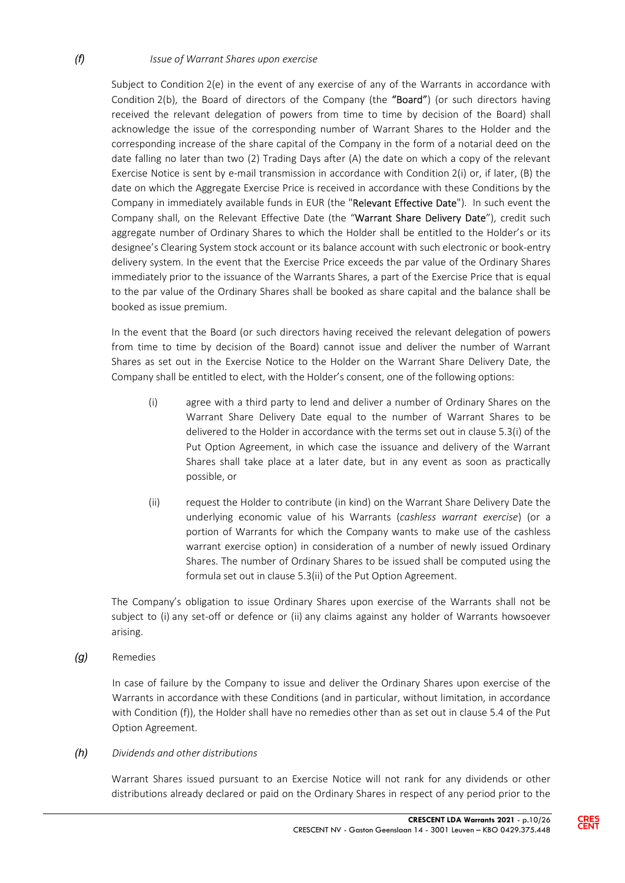*(f)* *Issue of Warrant Shares upon exercise*

Subject to Condition 2(e) in the event of any exercise of any of the Warrants in accordance with Condition 2(b), the Board of directors of the Company (the **"Board"**) (or such directors having received the relevant delegation of powers from time to time by decision of the Board) shall acknowledge the issue of the corresponding number of Warrant Shares to the Holder and the corresponding increase of the share capital of the Company in the form of a notarial deed on the date falling no later than two (2) Trading Days after (A) the date on which a copy of the relevant Exercise Notice is sent by e-mail transmission in accordance with Condition 2(i) or, if later, (B) the date on which the Aggregate Exercise Price is received in accordance with these Conditions by the Company in immediately available funds in EUR (the "**Relevant Effective Date**"). In such event the Company shall, on the Relevant Effective Date (the "**Warrant Share Delivery Date**"), credit such aggregate number of Ordinary Shares to which the Holder shall be entitled to the Holder's or its designee's Clearing System stock account or its balance account with such electronic or book-entry delivery system. In the event that the Exercise Price exceeds the par value of the Ordinary Shares immediately prior to the issuance of the Warrants Shares, a part of the Exercise Price that is equal to the par value of the Ordinary Shares shall be booked as share capital and the balance shall be booked as issue premium.

In the event that the Board (or such directors having received the relevant delegation of powers from time to time by decision of the Board) cannot issue and deliver the number of Warrant Shares as set out in the Exercise Notice to the Holder on the Warrant Share Delivery Date, the Company shall be entitled to elect, with the Holder's consent, one of the following options:

(i) agree with a third party to lend and deliver a number of Ordinary Shares on the Warrant Share Delivery Date equal to the number of Warrant Shares to be delivered to the Holder in accordance with the terms set out in clause 5.3(i) of the Put Option Agreement, in which case the issuance and delivery of the Warrant Shares shall take place at a later date, but in any event as soon as practically possible, or

(ii) request the Holder to contribute (in kind) on the Warrant Share Delivery Date the underlying economic value of his Warrants (*cashless warrant exercise*) (or a portion of Warrants for which the Company wants to make use of the cashless warrant exercise option) in consideration of a number of newly issued Ordinary Shares. The number of Ordinary Shares to be issued shall be computed using the formula set out in clause 5.3(ii) of the Put Option Agreement.

The Company's obligation to issue Ordinary Shares upon exercise of the Warrants shall not be subject to (i) any set-off or defence or (ii) any claims against any holder of Warrants howsoever arising.

*(g)* Remedies

In case of failure by the Company to issue and deliver the Ordinary Shares upon exercise of the Warrants in accordance with these Conditions (and in particular, without limitation, in accordance with Condition (f)), the Holder shall have no remedies other than as set out in clause 5.4 of the Put Option Agreement.

*(h)* *Dividends and other distributions*

Warrant Shares issued pursuant to an Exercise Notice will not rank for any dividends or other distributions already declared or paid on the Ordinary Shares in respect of any period prior to the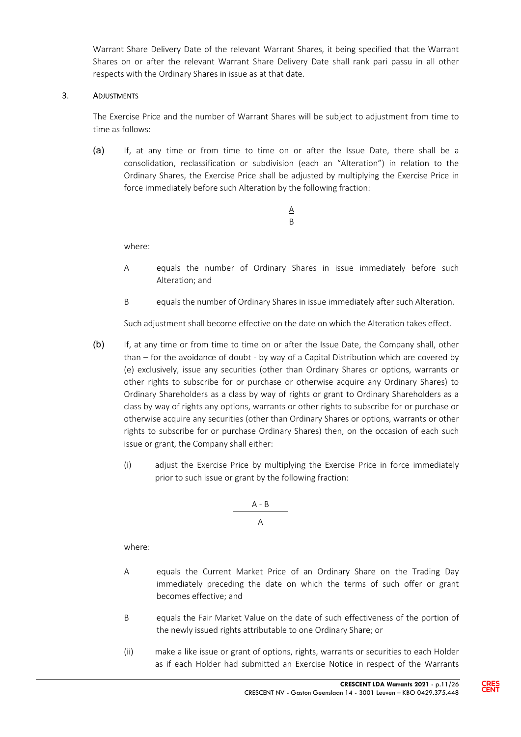Warrant Share Delivery Date of the relevant Warrant Shares, it being specified that the Warrant Shares on or after the relevant Warrant Share Delivery Date shall rank pari passu in all other respects with the Ordinary Shares in issue as at that date.

## 3. ADJUSTMENTS

The Exercise Price and the number of Warrant Shares will be subject to adjustment from time to time as follows:

(a) If, at any time or from time to time on or after the Issue Date, there shall be a consolidation, reclassification or subdivision (each an "Alteration") in relation to the Ordinary Shares, the Exercise Price shall be adjusted by multiplying the Exercise Price in force immediately before such Alteration by the following fraction:

$$\frac{A}{B}$$

where:

A equals the number of Ordinary Shares in issue immediately before such Alteration; and

B equals the number of Ordinary Shares in issue immediately after such Alteration.

Such adjustment shall become effective on the date on which the Alteration takes effect.

(b) If, at any time or from time to time on or after the Issue Date, the Company shall, other than – for the avoidance of doubt - by way of a Capital Distribution which are covered by (e) exclusively, issue any securities (other than Ordinary Shares or options, warrants or other rights to subscribe for or purchase or otherwise acquire any Ordinary Shares) to Ordinary Shareholders as a class by way of rights or grant to Ordinary Shareholders as a class by way of rights any options, warrants or other rights to subscribe for or purchase or otherwise acquire any securities (other than Ordinary Shares or options, warrants or other rights to subscribe for or purchase Ordinary Shares) then, on the occasion of each such issue or grant, the Company shall either:

(i) adjust the Exercise Price by multiplying the Exercise Price in force immediately prior to such issue or grant by the following fraction:

$$\frac{A - B}{A}$$

where:

A equals the Current Market Price of an Ordinary Share on the Trading Day immediately preceding the date on which the terms of such offer or grant becomes effective; and

B equals the Fair Market Value on the date of such effectiveness of the portion of the newly issued rights attributable to one Ordinary Share; or

(ii) make a like issue or grant of options, rights, warrants or securities to each Holder as if each Holder had submitted an Exercise Notice in respect of the Warrants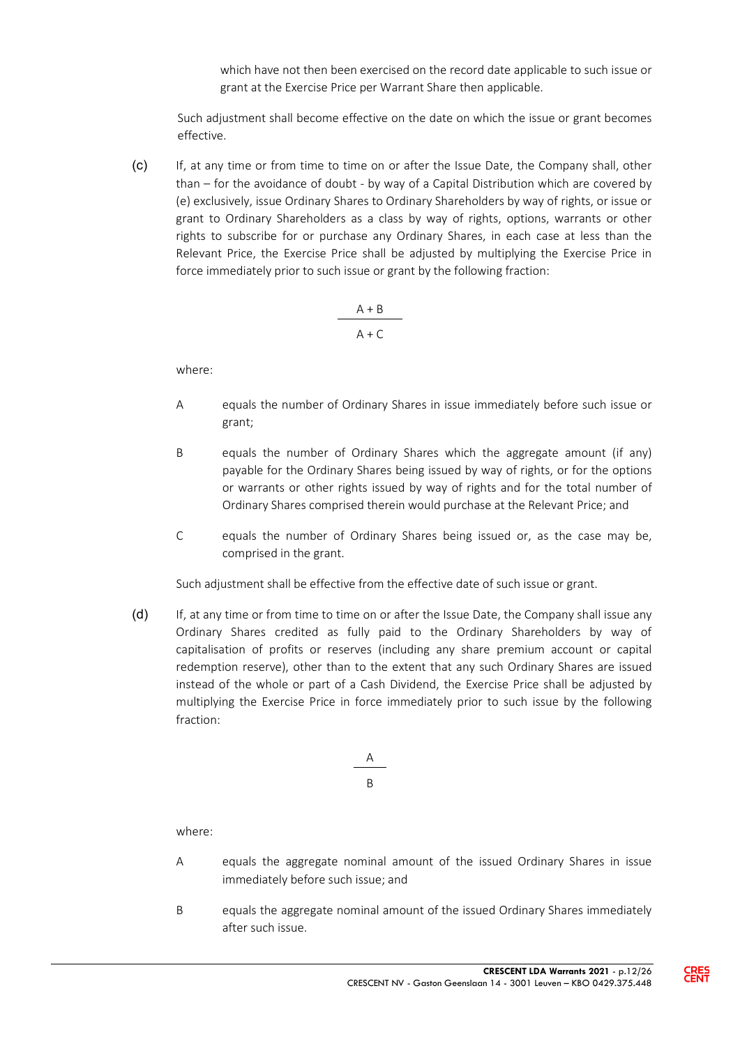which have not then been exercised on the record date applicable to such issue or grant at the Exercise Price per Warrant Share then applicable.

Such adjustment shall become effective on the date on which the issue or grant becomes effective.

(c) If, at any time or from time to time on or after the Issue Date, the Company shall, other than – for the avoidance of doubt - by way of a Capital Distribution which are covered by (e) exclusively, issue Ordinary Shares to Ordinary Shareholders by way of rights, or issue or grant to Ordinary Shareholders as a class by way of rights, options, warrants or other rights to subscribe for or purchase any Ordinary Shares, in each case at less than the Relevant Price, the Exercise Price shall be adjusted by multiplying the Exercise Price in force immediately prior to such issue or grant by the following fraction:

$$\frac{A + B}{A + C}$$

where:

A equals the number of Ordinary Shares in issue immediately before such issue or grant;

B equals the number of Ordinary Shares which the aggregate amount (if any) payable for the Ordinary Shares being issued by way of rights, or for the options or warrants or other rights issued by way of rights and for the total number of Ordinary Shares comprised therein would purchase at the Relevant Price; and

C equals the number of Ordinary Shares being issued or, as the case may be, comprised in the grant.

Such adjustment shall be effective from the effective date of such issue or grant.

(d) If, at any time or from time to time on or after the Issue Date, the Company shall issue any Ordinary Shares credited as fully paid to the Ordinary Shareholders by way of capitalisation of profits or reserves (including any share premium account or capital redemption reserve), other than to the extent that any such Ordinary Shares are issued instead of the whole or part of a Cash Dividend, the Exercise Price shall be adjusted by multiplying the Exercise Price in force immediately prior to such issue by the following fraction:

$$\frac{A}{B}$$

where:

A equals the aggregate nominal amount of the issued Ordinary Shares in issue immediately before such issue; and

B equals the aggregate nominal amount of the issued Ordinary Shares immediately after such issue.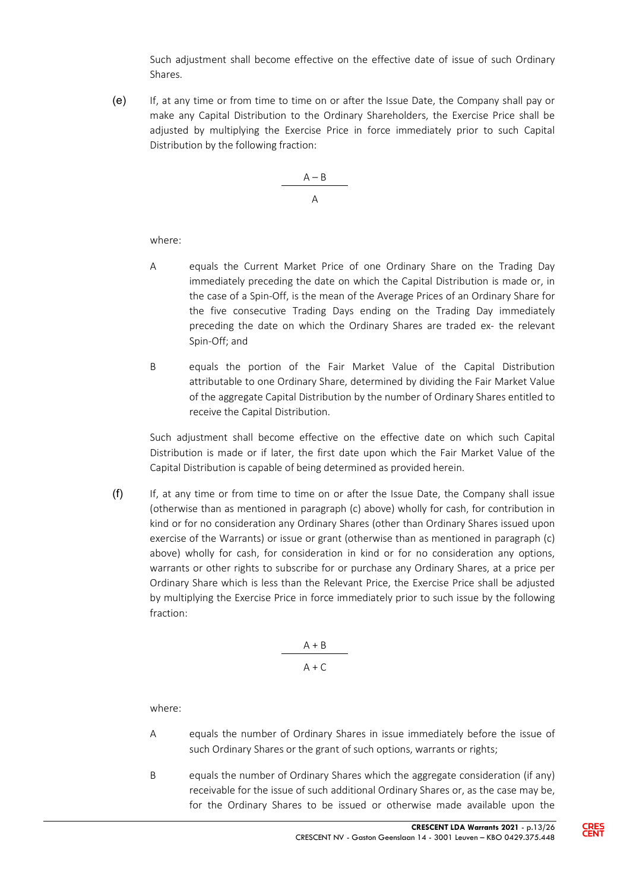Such adjustment shall become effective on the effective date of issue of such Ordinary Shares.

(e) If, at any time or from time to time on or after the Issue Date, the Company shall pay or make any Capital Distribution to the Ordinary Shareholders, the Exercise Price shall be adjusted by multiplying the Exercise Price in force immediately prior to such Capital Distribution by the following fraction:

$$\frac{A - B}{A}$$

where:

A equals the Current Market Price of one Ordinary Share on the Trading Day immediately preceding the date on which the Capital Distribution is made or, in the case of a Spin-Off, is the mean of the Average Prices of an Ordinary Share for the five consecutive Trading Days ending on the Trading Day immediately preceding the date on which the Ordinary Shares are traded ex- the relevant Spin-Off; and

B equals the portion of the Fair Market Value of the Capital Distribution attributable to one Ordinary Share, determined by dividing the Fair Market Value of the aggregate Capital Distribution by the number of Ordinary Shares entitled to receive the Capital Distribution.

Such adjustment shall become effective on the effective date on which such Capital Distribution is made or if later, the first date upon which the Fair Market Value of the Capital Distribution is capable of being determined as provided herein.

(f) If, at any time or from time to time on or after the Issue Date, the Company shall issue (otherwise than as mentioned in paragraph (c) above) wholly for cash, for contribution in kind or for no consideration any Ordinary Shares (other than Ordinary Shares issued upon exercise of the Warrants) or issue or grant (otherwise than as mentioned in paragraph (c) above) wholly for cash, for consideration in kind or for no consideration any options, warrants or other rights to subscribe for or purchase any Ordinary Shares, at a price per Ordinary Share which is less than the Relevant Price, the Exercise Price shall be adjusted by multiplying the Exercise Price in force immediately prior to such issue by the following fraction:

$$\frac{A + B}{A + C}$$

where:

A equals the number of Ordinary Shares in issue immediately before the issue of such Ordinary Shares or the grant of such options, warrants or rights;

B equals the number of Ordinary Shares which the aggregate consideration (if any) receivable for the issue of such additional Ordinary Shares or, as the case may be, for the Ordinary Shares to be issued or otherwise made available upon the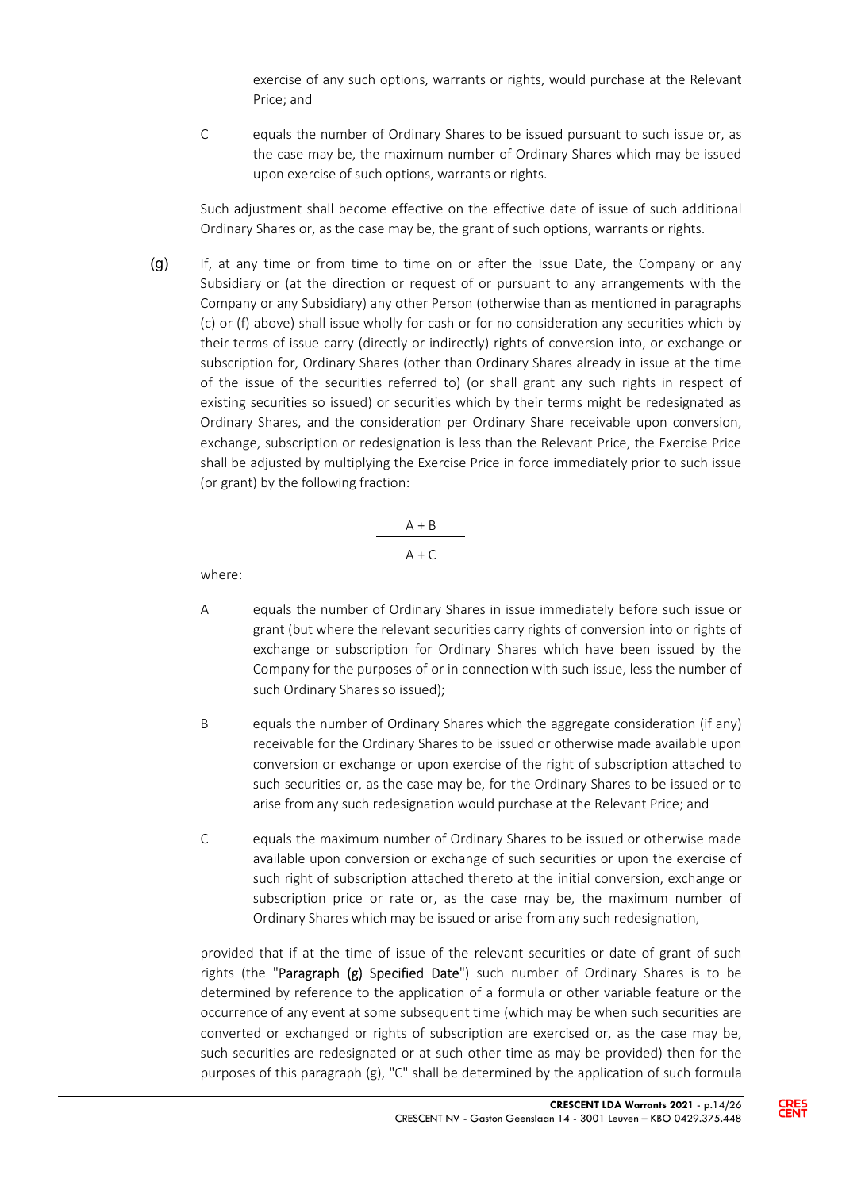exercise of any such options, warrants or rights, would purchase at the Relevant Price; and

C equals the number of Ordinary Shares to be issued pursuant to such issue or, as the case may be, the maximum number of Ordinary Shares which may be issued upon exercise of such options, warrants or rights.

Such adjustment shall become effective on the effective date of issue of such additional Ordinary Shares or, as the case may be, the grant of such options, warrants or rights.

(g) If, at any time or from time to time on or after the Issue Date, the Company or any Subsidiary or (at the direction or request of or pursuant to any arrangements with the Company or any Subsidiary) any other Person (otherwise than as mentioned in paragraphs (c) or (f) above) shall issue wholly for cash or for no consideration any securities which by their terms of issue carry (directly or indirectly) rights of conversion into, or exchange or subscription for, Ordinary Shares (other than Ordinary Shares already in issue at the time of the issue of the securities referred to) (or shall grant any such rights in respect of existing securities so issued) or securities which by their terms might be redesignated as Ordinary Shares, and the consideration per Ordinary Share receivable upon conversion, exchange, subscription or redesignation is less than the Relevant Price, the Exercise Price shall be adjusted by multiplying the Exercise Price in force immediately prior to such issue (or grant) by the following fraction:

$$\frac{A + B}{A + C}$$

where:

A equals the number of Ordinary Shares in issue immediately before such issue or grant (but where the relevant securities carry rights of conversion into or rights of exchange or subscription for Ordinary Shares which have been issued by the Company for the purposes of or in connection with such issue, less the number of such Ordinary Shares so issued);

B equals the number of Ordinary Shares which the aggregate consideration (if any) receivable for the Ordinary Shares to be issued or otherwise made available upon conversion or exchange or upon exercise of the right of subscription attached to such securities or, as the case may be, for the Ordinary Shares to be issued or to arise from any such redesignation would purchase at the Relevant Price; and

C equals the maximum number of Ordinary Shares to be issued or otherwise made available upon conversion or exchange of such securities or upon the exercise of such right of subscription attached thereto at the initial conversion, exchange or subscription price or rate or, as the case may be, the maximum number of Ordinary Shares which may be issued or arise from any such redesignation,

provided that if at the time of issue of the relevant securities or date of grant of such rights (the "**Paragraph (g) Specified Date**") such number of Ordinary Shares is to be determined by reference to the application of a formula or other variable feature or the occurrence of any event at some subsequent time (which may be when such securities are converted or exchanged or rights of subscription are exercised or, as the case may be, such securities are redesignated or at such other time as may be provided) then for the purposes of this paragraph (g), "C" shall be determined by the application of such formula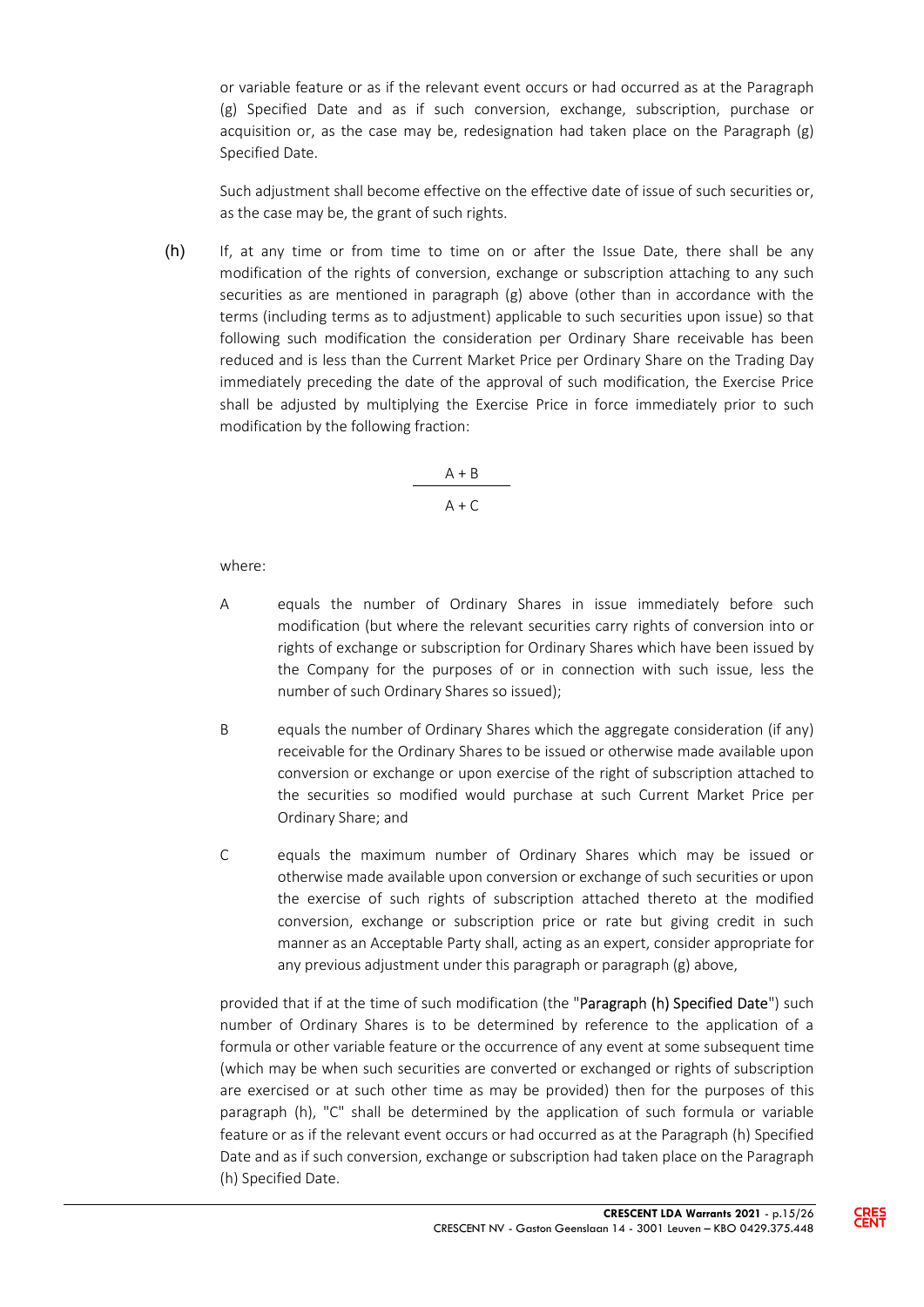or variable feature or as if the relevant event occurs or had occurred as at the Paragraph (g) Specified Date and as if such conversion, exchange, subscription, purchase or acquisition or, as the case may be, redesignation had taken place on the Paragraph (g) Specified Date.

Such adjustment shall become effective on the effective date of issue of such securities or, as the case may be, the grant of such rights.

(h) If, at any time or from time to time on or after the Issue Date, there shall be any modification of the rights of conversion, exchange or subscription attaching to any such securities as are mentioned in paragraph (g) above (other than in accordance with the terms (including terms as to adjustment) applicable to such securities upon issue) so that following such modification the consideration per Ordinary Share receivable has been reduced and is less than the Current Market Price per Ordinary Share on the Trading Day immediately preceding the date of the approval of such modification, the Exercise Price shall be adjusted by multiplying the Exercise Price in force immediately prior to such modification by the following fraction:

$$\frac{A + B}{A + C}$$

where:

A equals the number of Ordinary Shares in issue immediately before such modification (but where the relevant securities carry rights of conversion into or rights of exchange or subscription for Ordinary Shares which have been issued by the Company for the purposes of or in connection with such issue, less the number of such Ordinary Shares so issued);

B equals the number of Ordinary Shares which the aggregate consideration (if any) receivable for the Ordinary Shares to be issued or otherwise made available upon conversion or exchange or upon exercise of the right of subscription attached to the securities so modified would purchase at such Current Market Price per Ordinary Share; and

C equals the maximum number of Ordinary Shares which may be issued or otherwise made available upon conversion or exchange of such securities or upon the exercise of such rights of subscription attached thereto at the modified conversion, exchange or subscription price or rate but giving credit in such manner as an Acceptable Party shall, acting as an expert, consider appropriate for any previous adjustment under this paragraph or paragraph (g) above,

provided that if at the time of such modification (the "Paragraph (h) Specified Date") such number of Ordinary Shares is to be determined by reference to the application of a formula or other variable feature or the occurrence of any event at some subsequent time (which may be when such securities are converted or exchanged or rights of subscription are exercised or at such other time as may be provided) then for the purposes of this paragraph (h), "C" shall be determined by the application of such formula or variable feature or as if the relevant event occurs or had occurred as at the Paragraph (h) Specified Date and as if such conversion, exchange or subscription had taken place on the Paragraph (h) Specified Date.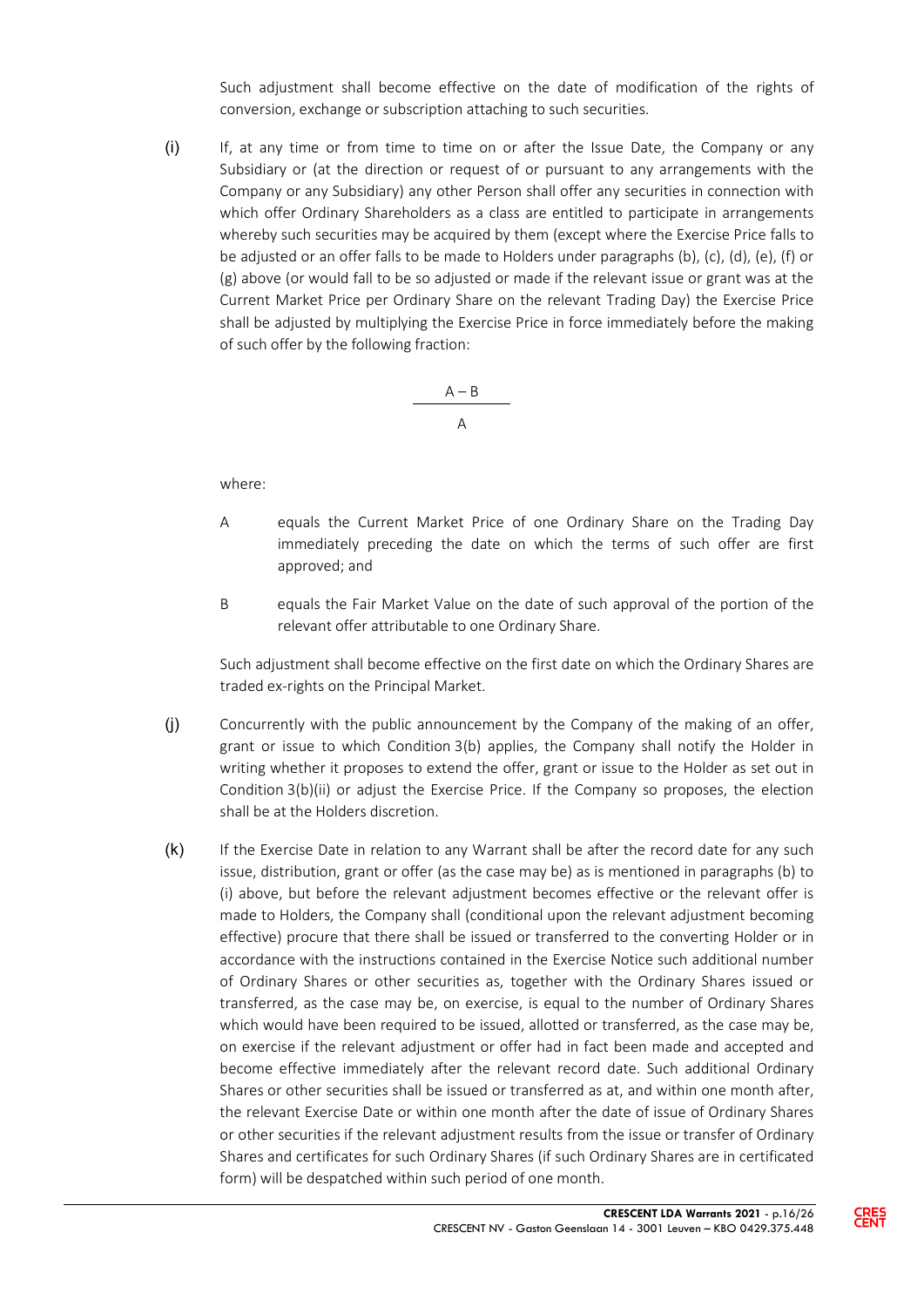Such adjustment shall become effective on the date of modification of the rights of conversion, exchange or subscription attaching to such securities.

(i) If, at any time or from time to time on or after the Issue Date, the Company or any Subsidiary or (at the direction or request of or pursuant to any arrangements with the Company or any Subsidiary) any other Person shall offer any securities in connection with which offer Ordinary Shareholders as a class are entitled to participate in arrangements whereby such securities may be acquired by them (except where the Exercise Price falls to be adjusted or an offer falls to be made to Holders under paragraphs (b), (c), (d), (e), (f) or (g) above (or would fall to be so adjusted or made if the relevant issue or grant was at the Current Market Price per Ordinary Share on the relevant Trading Day) the Exercise Price shall be adjusted by multiplying the Exercise Price in force immediately before the making of such offer by the following fraction:

$$\frac{A - B}{A}$$

where:

A equals the Current Market Price of one Ordinary Share on the Trading Day immediately preceding the date on which the terms of such offer are first approved; and

B equals the Fair Market Value on the date of such approval of the portion of the relevant offer attributable to one Ordinary Share.

Such adjustment shall become effective on the first date on which the Ordinary Shares are traded ex-rights on the Principal Market.

(j) Concurrently with the public announcement by the Company of the making of an offer, grant or issue to which Condition 3(b) applies, the Company shall notify the Holder in writing whether it proposes to extend the offer, grant or issue to the Holder as set out in Condition 3(b)(ii) or adjust the Exercise Price. If the Company so proposes, the election shall be at the Holders discretion.

(k) If the Exercise Date in relation to any Warrant shall be after the record date for any such issue, distribution, grant or offer (as the case may be) as is mentioned in paragraphs (b) to (i) above, but before the relevant adjustment becomes effective or the relevant offer is made to Holders, the Company shall (conditional upon the relevant adjustment becoming effective) procure that there shall be issued or transferred to the converting Holder or in accordance with the instructions contained in the Exercise Notice such additional number of Ordinary Shares or other securities as, together with the Ordinary Shares issued or transferred, as the case may be, on exercise, is equal to the number of Ordinary Shares which would have been required to be issued, allotted or transferred, as the case may be, on exercise if the relevant adjustment or offer had in fact been made and accepted and become effective immediately after the relevant record date. Such additional Ordinary Shares or other securities shall be issued or transferred as at, and within one month after, the relevant Exercise Date or within one month after the date of issue of Ordinary Shares or other securities if the relevant adjustment results from the issue or transfer of Ordinary Shares and certificates for such Ordinary Shares (if such Ordinary Shares are in certificated form) will be despatched within such period of one month.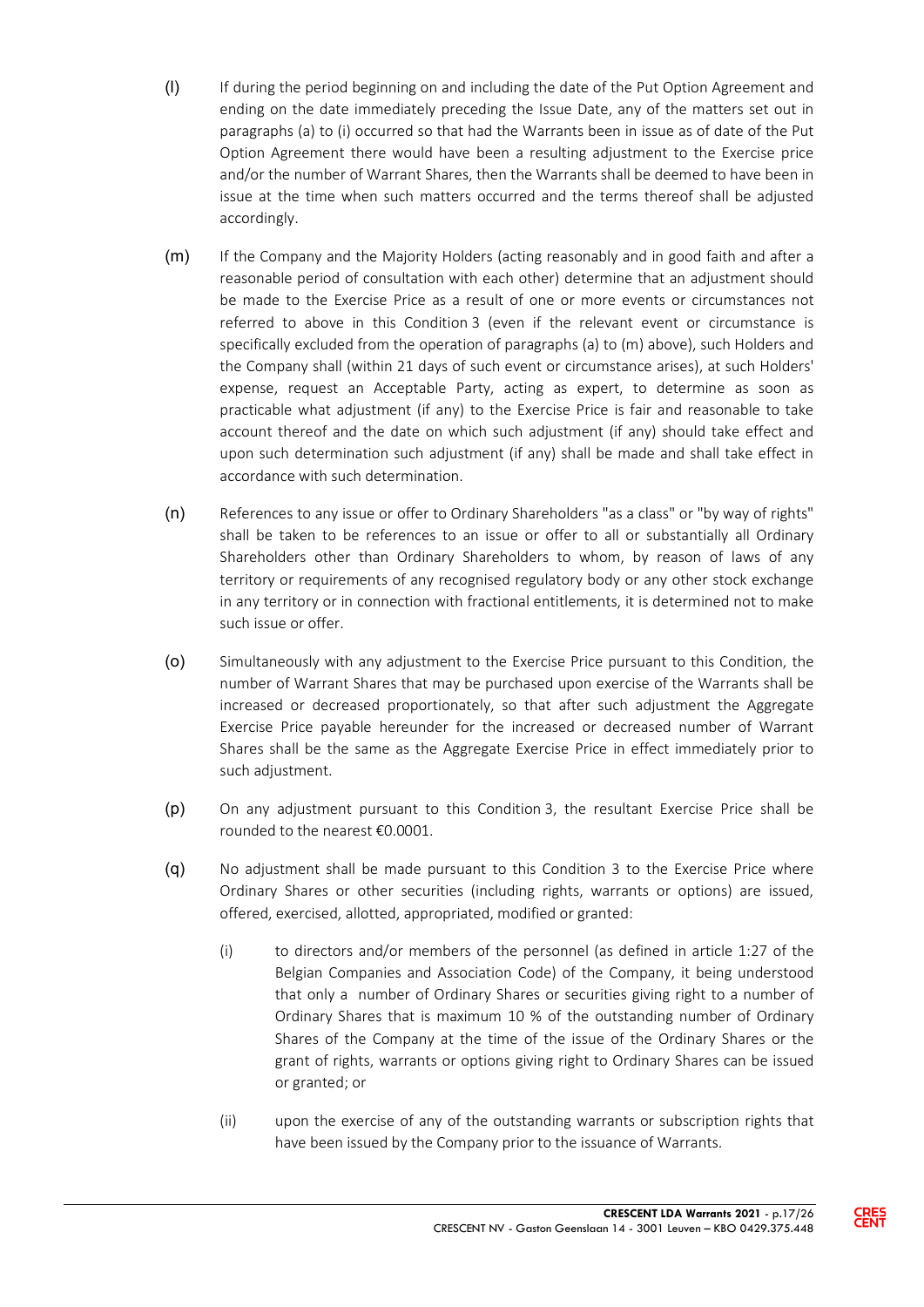(l) If during the period beginning on and including the date of the Put Option Agreement and ending on the date immediately preceding the Issue Date, any of the matters set out in paragraphs (a) to (i) occurred so that had the Warrants been in issue as of date of the Put Option Agreement there would have been a resulting adjustment to the Exercise price and/or the number of Warrant Shares, then the Warrants shall be deemed to have been in issue at the time when such matters occurred and the terms thereof shall be adjusted accordingly.

(m) If the Company and the Majority Holders (acting reasonably and in good faith and after a reasonable period of consultation with each other) determine that an adjustment should be made to the Exercise Price as a result of one or more events or circumstances not referred to above in this Condition 3 (even if the relevant event or circumstance is specifically excluded from the operation of paragraphs (a) to (m) above), such Holders and the Company shall (within 21 days of such event or circumstance arises), at such Holders' expense, request an Acceptable Party, acting as expert, to determine as soon as practicable what adjustment (if any) to the Exercise Price is fair and reasonable to take account thereof and the date on which such adjustment (if any) should take effect and upon such determination such adjustment (if any) shall be made and shall take effect in accordance with such determination.

(n) References to any issue or offer to Ordinary Shareholders "as a class" or "by way of rights" shall be taken to be references to an issue or offer to all or substantially all Ordinary Shareholders other than Ordinary Shareholders to whom, by reason of laws of any territory or requirements of any recognised regulatory body or any other stock exchange in any territory or in connection with fractional entitlements, it is determined not to make such issue or offer.

(o) Simultaneously with any adjustment to the Exercise Price pursuant to this Condition, the number of Warrant Shares that may be purchased upon exercise of the Warrants shall be increased or decreased proportionately, so that after such adjustment the Aggregate Exercise Price payable hereunder for the increased or decreased number of Warrant Shares shall be the same as the Aggregate Exercise Price in effect immediately prior to such adjustment.

(p) On any adjustment pursuant to this Condition 3, the resultant Exercise Price shall be rounded to the nearest €0.0001.

(q) No adjustment shall be made pursuant to this Condition 3 to the Exercise Price where Ordinary Shares or other securities (including rights, warrants or options) are issued, offered, exercised, allotted, appropriated, modified or granted:

   (i) to directors and/or members of the personnel (as defined in article 1:27 of the Belgian Companies and Association Code) of the Company, it being understood that only a number of Ordinary Shares or securities giving right to a number of Ordinary Shares that is maximum 10 % of the outstanding number of Ordinary Shares of the Company at the time of the issue of the Ordinary Shares or the grant of rights, warrants or options giving right to Ordinary Shares can be issued or granted; or

   (ii) upon the exercise of any of the outstanding warrants or subscription rights that have been issued by the Company prior to the issuance of Warrants.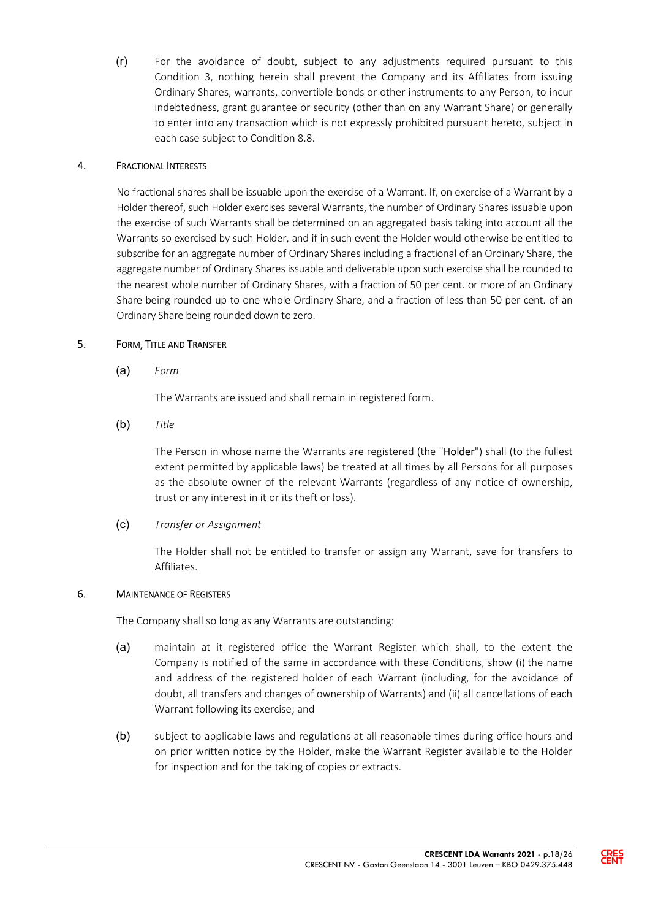(r) For the avoidance of doubt, subject to any adjustments required pursuant to this Condition 3, nothing herein shall prevent the Company and its Affiliates from issuing Ordinary Shares, warrants, convertible bonds or other instruments to any Person, to incur indebtedness, grant guarantee or security (other than on any Warrant Share) or generally to enter into any transaction which is not expressly prohibited pursuant hereto, subject in each case subject to Condition 8.8.

## 4. FRACTIONAL INTERESTS

No fractional shares shall be issuable upon the exercise of a Warrant. If, on exercise of a Warrant by a Holder thereof, such Holder exercises several Warrants, the number of Ordinary Shares issuable upon the exercise of such Warrants shall be determined on an aggregated basis taking into account all the Warrants so exercised by such Holder, and if in such event the Holder would otherwise be entitled to subscribe for an aggregate number of Ordinary Shares including a fractional of an Ordinary Share, the aggregate number of Ordinary Shares issuable and deliverable upon such exercise shall be rounded to the nearest whole number of Ordinary Shares, with a fraction of 50 per cent. or more of an Ordinary Share being rounded up to one whole Ordinary Share, and a fraction of less than 50 per cent. of an Ordinary Share being rounded down to zero.

## 5. FORM, TITLE AND TRANSFER

(a) *Form*

The Warrants are issued and shall remain in registered form.

(b) *Title*

The Person in whose name the Warrants are registered (the "**Holder**") shall (to the fullest extent permitted by applicable laws) be treated at all times by all Persons for all purposes as the absolute owner of the relevant Warrants (regardless of any notice of ownership, trust or any interest in it or its theft or loss).

(c) *Transfer or Assignment*

The Holder shall not be entitled to transfer or assign any Warrant, save for transfers to Affiliates.

## 6. MAINTENANCE OF REGISTERS

The Company shall so long as any Warrants are outstanding:

(a) maintain at it registered office the Warrant Register which shall, to the extent the Company is notified of the same in accordance with these Conditions, show (i) the name and address of the registered holder of each Warrant (including, for the avoidance of doubt, all transfers and changes of ownership of Warrants) and (ii) all cancellations of each Warrant following its exercise; and

(b) subject to applicable laws and regulations at all reasonable times during office hours and on prior written notice by the Holder, make the Warrant Register available to the Holder for inspection and for the taking of copies or extracts.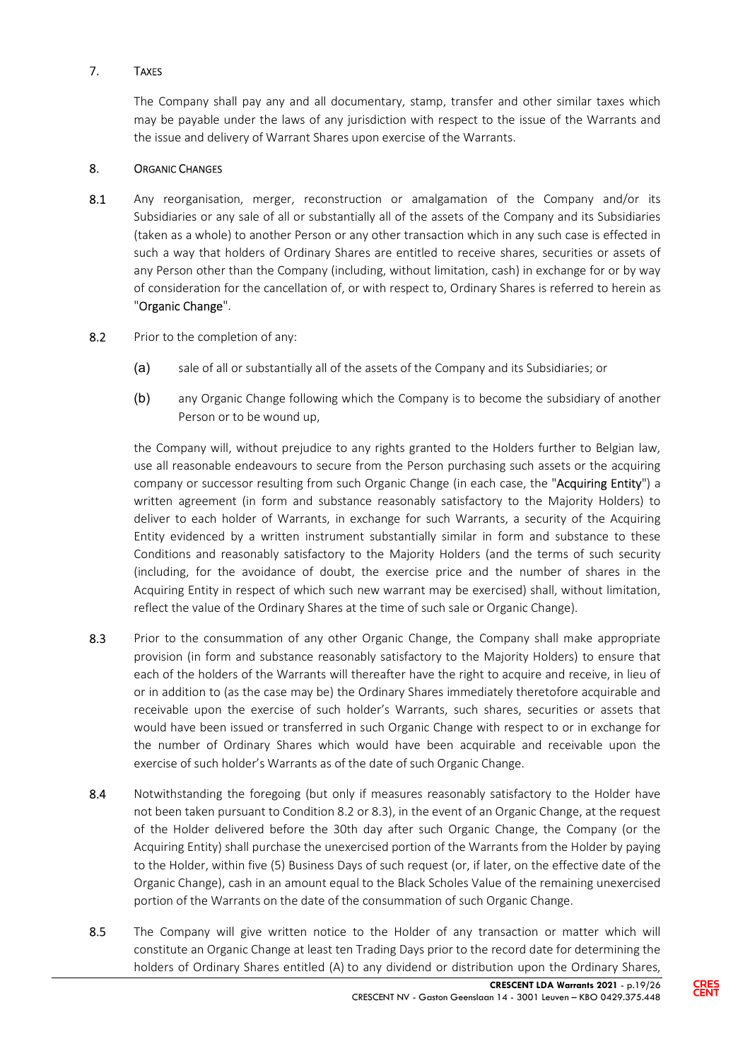## 7. TAXES

The Company shall pay any and all documentary, stamp, transfer and other similar taxes which may be payable under the laws of any jurisdiction with respect to the issue of the Warrants and the issue and delivery of Warrant Shares upon exercise of the Warrants.

## 8. ORGANIC CHANGES

8.1 Any reorganisation, merger, reconstruction or amalgamation of the Company and/or its Subsidiaries or any sale of all or substantially all of the assets of the Company and its Subsidiaries (taken as a whole) to another Person or any other transaction which in any such case is effected in such a way that holders of Ordinary Shares are entitled to receive shares, securities or assets of any Person other than the Company (including, without limitation, cash) in exchange for or by way of consideration for the cancellation of, or with respect to, Ordinary Shares is referred to herein as "**Organic Change**".

8.2 Prior to the completion of any:

(a) sale of all or substantially all of the assets of the Company and its Subsidiaries; or

(b) any Organic Change following which the Company is to become the subsidiary of another Person or to be wound up,

the Company will, without prejudice to any rights granted to the Holders further to Belgian law, use all reasonable endeavours to secure from the Person purchasing such assets or the acquiring company or successor resulting from such Organic Change (in each case, the "**Acquiring Entity**") a written agreement (in form and substance reasonably satisfactory to the Majority Holders) to deliver to each holder of Warrants, in exchange for such Warrants, a security of the Acquiring Entity evidenced by a written instrument substantially similar in form and substance to these Conditions and reasonably satisfactory to the Majority Holders (and the terms of such security (including, for the avoidance of doubt, the exercise price and the number of shares in the Acquiring Entity in respect of which such new warrant may be exercised) shall, without limitation, reflect the value of the Ordinary Shares at the time of such sale or Organic Change).

8.3 Prior to the consummation of any other Organic Change, the Company shall make appropriate provision (in form and substance reasonably satisfactory to the Majority Holders) to ensure that each of the holders of the Warrants will thereafter have the right to acquire and receive, in lieu of or in addition to (as the case may be) the Ordinary Shares immediately theretofore acquirable and receivable upon the exercise of such holder's Warrants, such shares, securities or assets that would have been issued or transferred in such Organic Change with respect to or in exchange for the number of Ordinary Shares which would have been acquirable and receivable upon the exercise of such holder's Warrants as of the date of such Organic Change.

8.4 Notwithstanding the foregoing (but only if measures reasonably satisfactory to the Holder have not been taken pursuant to Condition 8.2 or 8.3), in the event of an Organic Change, at the request of the Holder delivered before the 30th day after such Organic Change, the Company (or the Acquiring Entity) shall purchase the unexercised portion of the Warrants from the Holder by paying to the Holder, within five (5) Business Days of such request (or, if later, on the effective date of the Organic Change), cash in an amount equal to the Black Scholes Value of the remaining unexercised portion of the Warrants on the date of the consummation of such Organic Change.

8.5 The Company will give written notice to the Holder of any transaction or matter which will constitute an Organic Change at least ten Trading Days prior to the record date for determining the holders of Ordinary Shares entitled (A) to any dividend or distribution upon the Ordinary Shares,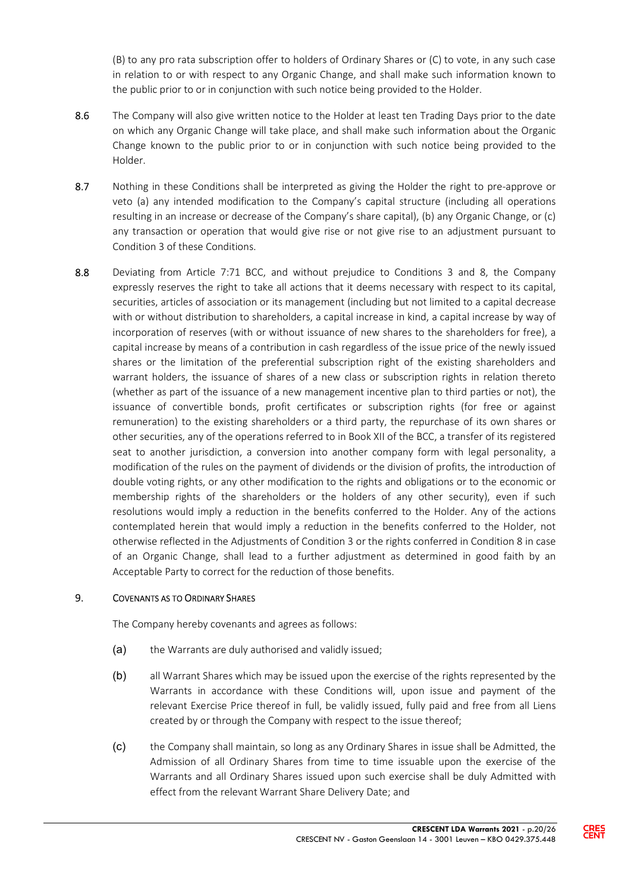(B) to any pro rata subscription offer to holders of Ordinary Shares or (C) to vote, in any such case in relation to or with respect to any Organic Change, and shall make such information known to the public prior to or in conjunction with such notice being provided to the Holder.

8.6 The Company will also give written notice to the Holder at least ten Trading Days prior to the date on which any Organic Change will take place, and shall make such information about the Organic Change known to the public prior to or in conjunction with such notice being provided to the Holder.

8.7 Nothing in these Conditions shall be interpreted as giving the Holder the right to pre-approve or veto (a) any intended modification to the Company's capital structure (including all operations resulting in an increase or decrease of the Company's share capital), (b) any Organic Change, or (c) any transaction or operation that would give rise or not give rise to an adjustment pursuant to Condition 3 of these Conditions.

8.8 Deviating from Article 7:71 BCC, and without prejudice to Conditions 3 and 8, the Company expressly reserves the right to take all actions that it deems necessary with respect to its capital, securities, articles of association or its management (including but not limited to a capital decrease with or without distribution to shareholders, a capital increase in kind, a capital increase by way of incorporation of reserves (with or without issuance of new shares to the shareholders for free), a capital increase by means of a contribution in cash regardless of the issue price of the newly issued shares or the limitation of the preferential subscription right of the existing shareholders and warrant holders, the issuance of shares of a new class or subscription rights in relation thereto (whether as part of the issuance of a new management incentive plan to third parties or not), the issuance of convertible bonds, profit certificates or subscription rights (for free or against remuneration) to the existing shareholders or a third party, the repurchase of its own shares or other securities, any of the operations referred to in Book XII of the BCC, a transfer of its registered seat to another jurisdiction, a conversion into another company form with legal personality, a modification of the rules on the payment of dividends or the division of profits, the introduction of double voting rights, or any other modification to the rights and obligations or to the economic or membership rights of the shareholders or the holders of any other security), even if such resolutions would imply a reduction in the benefits conferred to the Holder. Any of the actions contemplated herein that would imply a reduction in the benefits conferred to the Holder, not otherwise reflected in the Adjustments of Condition 3 or the rights conferred in Condition 8 in case of an Organic Change, shall lead to a further adjustment as determined in good faith by an Acceptable Party to correct for the reduction of those benefits.

## 9. COVENANTS AS TO ORDINARY SHARES

The Company hereby covenants and agrees as follows:

(a) the Warrants are duly authorised and validly issued;

(b) all Warrant Shares which may be issued upon the exercise of the rights represented by the Warrants in accordance with these Conditions will, upon issue and payment of the relevant Exercise Price thereof in full, be validly issued, fully paid and free from all Liens created by or through the Company with respect to the issue thereof;

(c) the Company shall maintain, so long as any Ordinary Shares in issue shall be Admitted, the Admission of all Ordinary Shares from time to time issuable upon the exercise of the Warrants and all Ordinary Shares issued upon such exercise shall be duly Admitted with effect from the relevant Warrant Share Delivery Date; and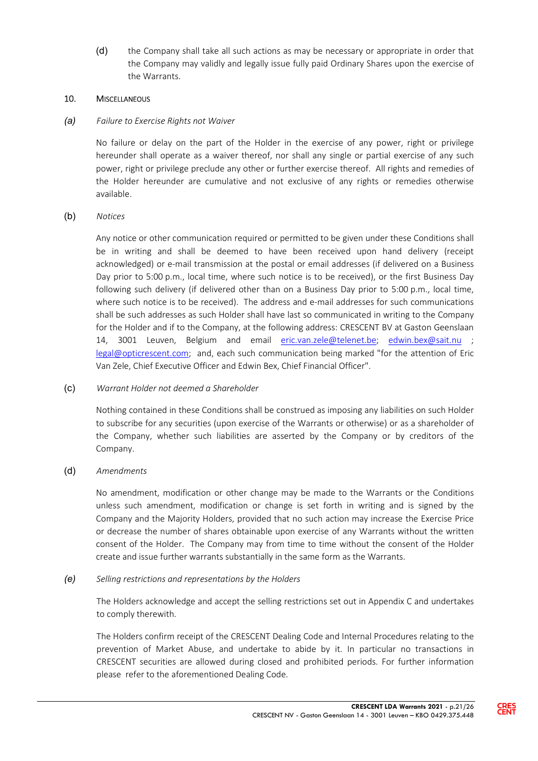(d) the Company shall take all such actions as may be necessary or appropriate in order that the Company may validly and legally issue fully paid Ordinary Shares upon the exercise of the Warrants.

## 10. MISCELLANEOUS

*(a) Failure to Exercise Rights not Waiver*

No failure or delay on the part of the Holder in the exercise of any power, right or privilege hereunder shall operate as a waiver thereof, nor shall any single or partial exercise of any such power, right or privilege preclude any other or further exercise thereof. All rights and remedies of the Holder hereunder are cumulative and not exclusive of any rights or remedies otherwise available.

(b) *Notices*

Any notice or other communication required or permitted to be given under these Conditions shall be in writing and shall be deemed to have been received upon hand delivery (receipt acknowledged) or e-mail transmission at the postal or email addresses (if delivered on a Business Day prior to 5:00 p.m., local time, where such notice is to be received), or the first Business Day following such delivery (if delivered other than on a Business Day prior to 5:00 p.m., local time, where such notice is to be received). The address and e-mail addresses for such communications shall be such addresses as such Holder shall have last so communicated in writing to the Company for the Holder and if to the Company, at the following address: CRESCENT BV at Gaston Geenslaan 14, 3001 Leuven, Belgium and email eric.van.zele@telenet.be; edwin.bex@sait.nu ; legal@opticrescent.com; and, each such communication being marked "for the attention of Eric Van Zele, Chief Executive Officer and Edwin Bex, Chief Financial Officer".

(c) *Warrant Holder not deemed a Shareholder*

Nothing contained in these Conditions shall be construed as imposing any liabilities on such Holder to subscribe for any securities (upon exercise of the Warrants or otherwise) or as a shareholder of the Company, whether such liabilities are asserted by the Company or by creditors of the Company.

(d) *Amendments*

No amendment, modification or other change may be made to the Warrants or the Conditions unless such amendment, modification or change is set forth in writing and is signed by the Company and the Majority Holders, provided that no such action may increase the Exercise Price or decrease the number of shares obtainable upon exercise of any Warrants without the written consent of the Holder. The Company may from time to time without the consent of the Holder create and issue further warrants substantially in the same form as the Warrants.

*(e) Selling restrictions and representations by the Holders*

The Holders acknowledge and accept the selling restrictions set out in Appendix C and undertakes to comply therewith.

The Holders confirm receipt of the CRESCENT Dealing Code and Internal Procedures relating to the prevention of Market Abuse, and undertake to abide by it. In particular no transactions in CRESCENT securities are allowed during closed and prohibited periods. For further information please refer to the aforementioned Dealing Code.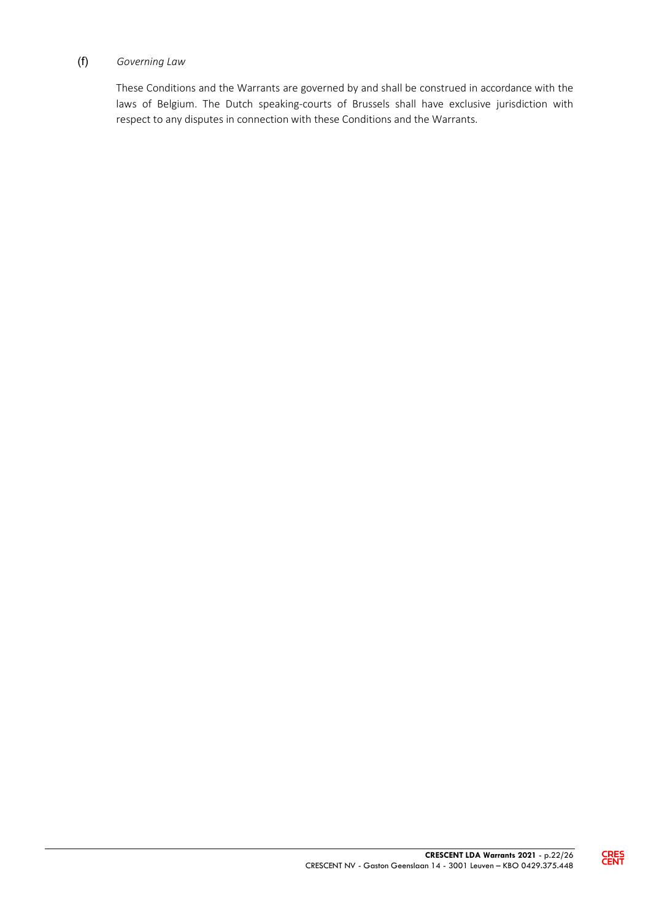(f) *Governing Law*

These Conditions and the Warrants are governed by and shall be construed in accordance with the laws of Belgium. The Dutch speaking-courts of Brussels shall have exclusive jurisdiction with respect to any disputes in connection with these Conditions and the Warrants.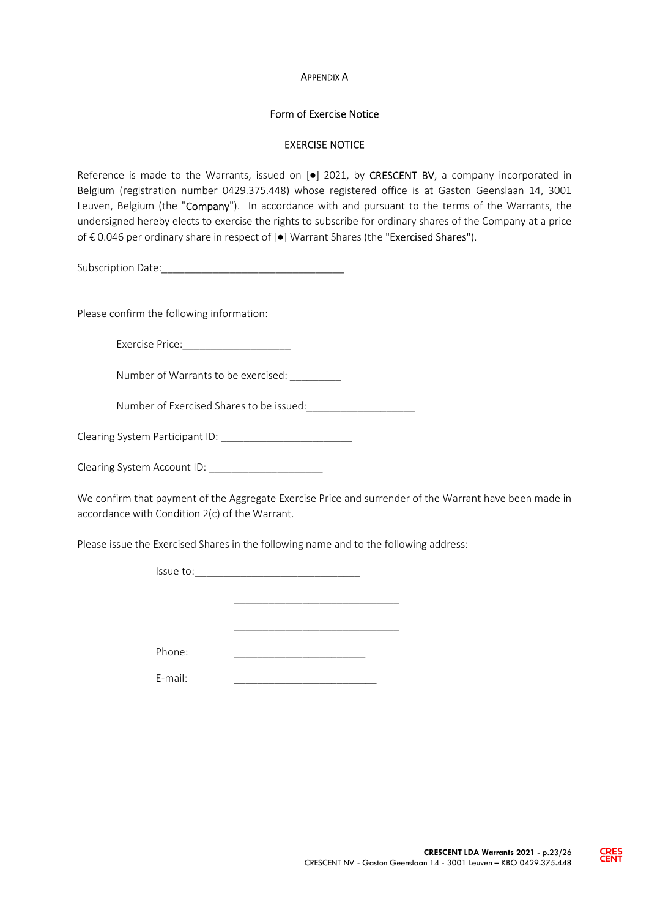# APPENDIX A

## Form of Exercise Notice

## EXERCISE NOTICE

Reference is made to the Warrants, issued on [●] 2021, by CRESCENT BV, a company incorporated in Belgium (registration number 0429.375.448) whose registered office is at Gaston Geenslaan 14, 3001 Leuven, Belgium (the "Company"). In accordance with and pursuant to the terms of the Warrants, the undersigned hereby elects to exercise the rights to subscribe for ordinary shares of the Company at a price of € 0.046 per ordinary share in respect of [●] Warrant Shares (the "Exercised Shares").

Subscription Date:_________________________________

Please confirm the following information:

Exercise Price:___________________

Number of Warrants to be exercised: _________

Number of Exercised Shares to be issued:___________________

Clearing System Participant ID: _______________________

Clearing System Account ID: ____________________

We confirm that payment of the Aggregate Exercise Price and surrender of the Warrant have been made in accordance with Condition 2(c) of the Warrant.

Please issue the Exercised Shares in the following name and to the following address:

Issue to:_____________________________

_____________________________

_____________________________

Phone: _______________________

E-mail: _________________________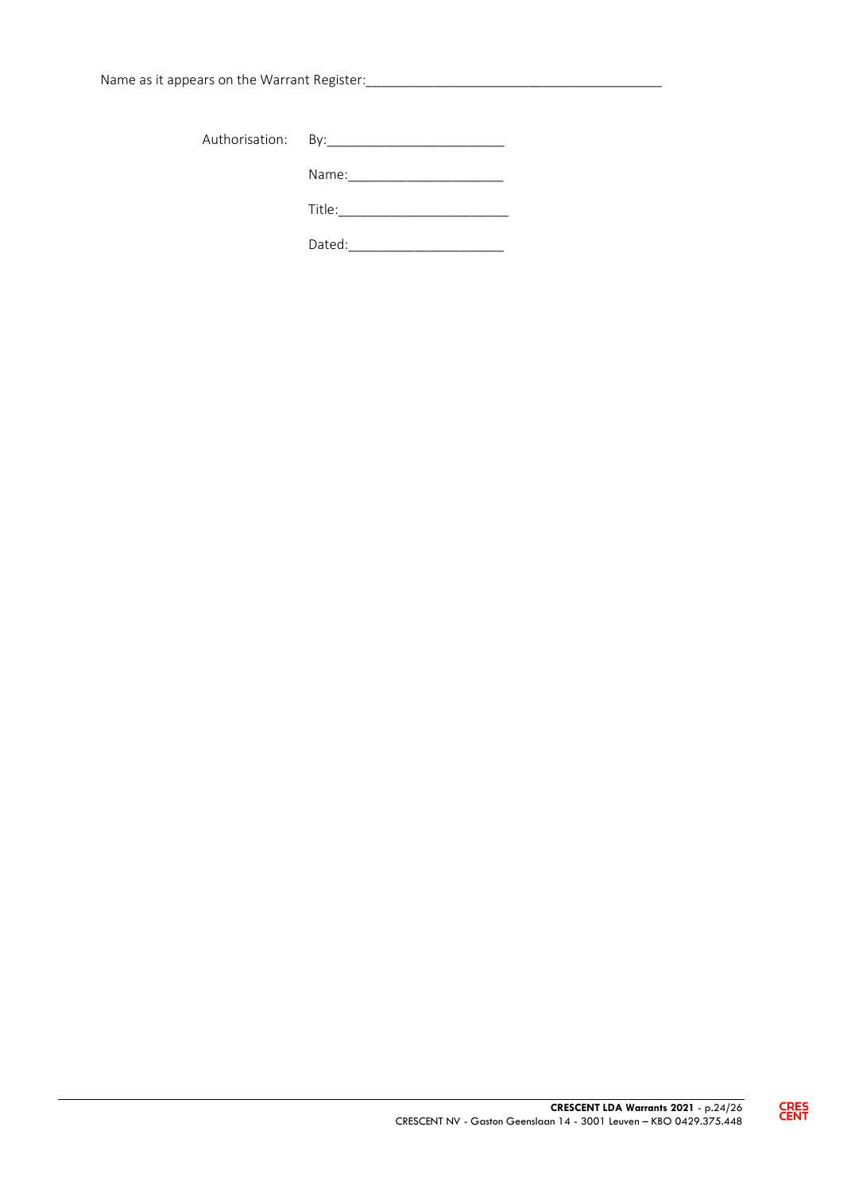Name as it appears on the Warrant Register:________________________________________

Authorisation: By:________________________

Name:_____________________

Title:________________________

Dated:_____________________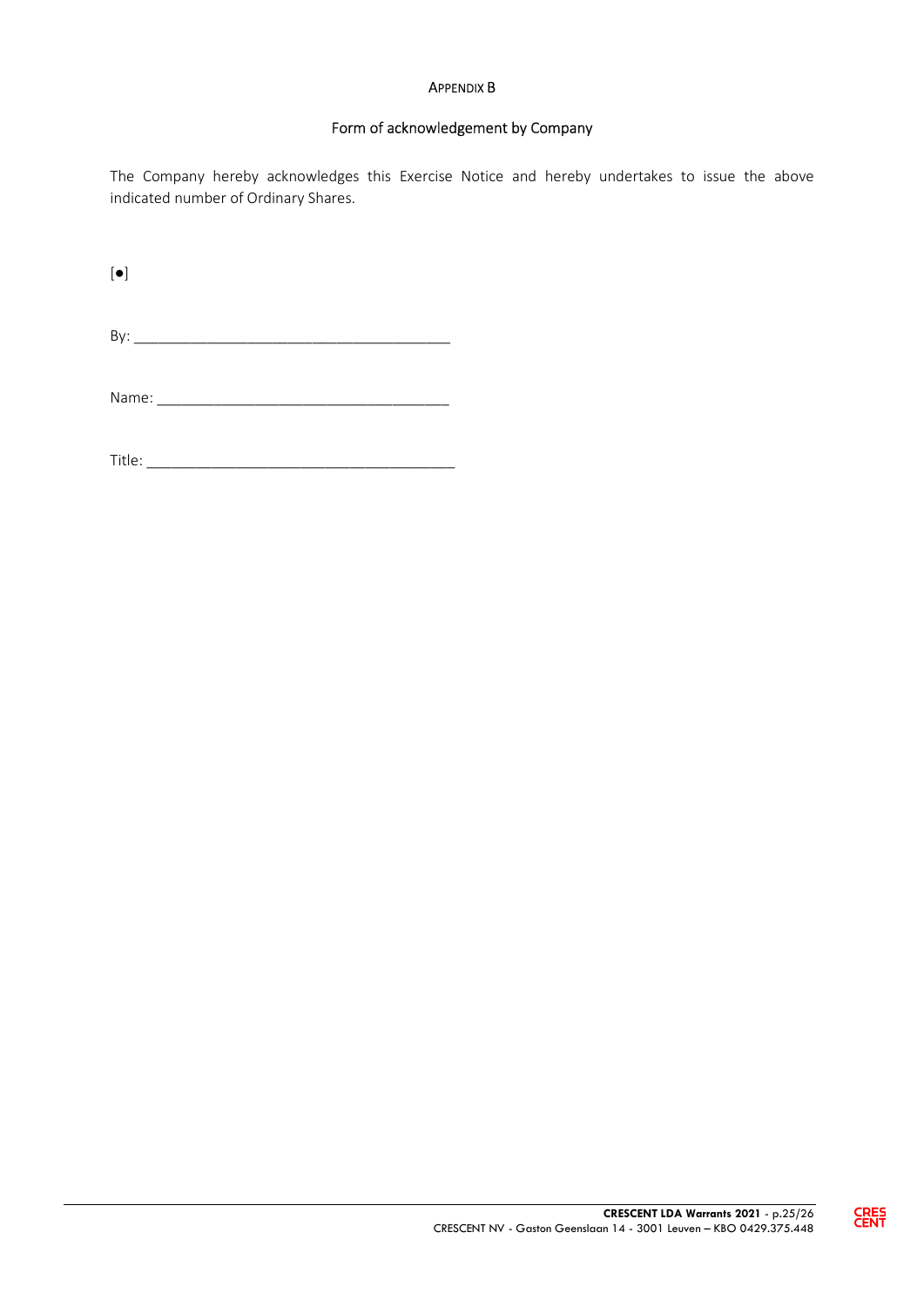APPENDIX B

## Form of acknowledgement by Company

The Company hereby acknowledges this Exercise Notice and hereby undertakes to issue the above indicated number of Ordinary Shares.

[●]

By: ________________________________________

Name: ____________________________________

Title: ______________________________________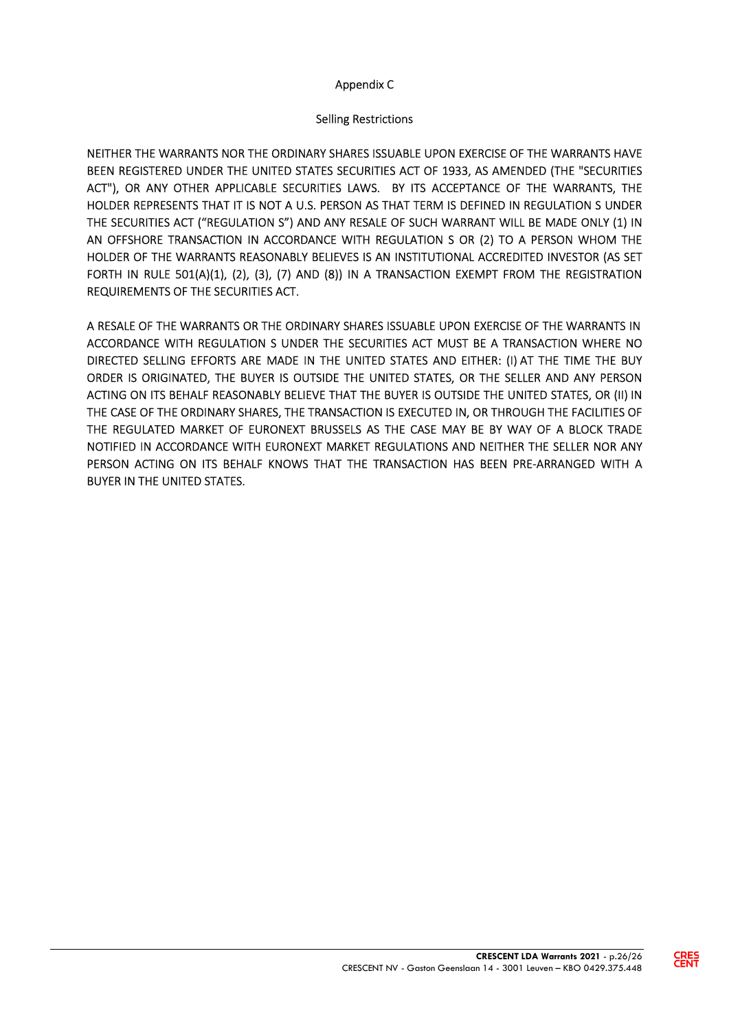## Appendix C

### Selling Restrictions

NEITHER THE WARRANTS NOR THE ORDINARY SHARES ISSUABLE UPON EXERCISE OF THE WARRANTS HAVE BEEN REGISTERED UNDER THE UNITED STATES SECURITIES ACT OF 1933, AS AMENDED (THE "SECURITIES ACT"), OR ANY OTHER APPLICABLE SECURITIES LAWS. BY ITS ACCEPTANCE OF THE WARRANTS, THE HOLDER REPRESENTS THAT IT IS NOT A U.S. PERSON AS THAT TERM IS DEFINED IN REGULATION S UNDER THE SECURITIES ACT ("REGULATION S") AND ANY RESALE OF SUCH WARRANT WILL BE MADE ONLY (1) IN AN OFFSHORE TRANSACTION IN ACCORDANCE WITH REGULATION S OR (2) TO A PERSON WHOM THE HOLDER OF THE WARRANTS REASONABLY BELIEVES IS AN INSTITUTIONAL ACCREDITED INVESTOR (AS SET FORTH IN RULE 501(A)(1), (2), (3), (7) AND (8)) IN A TRANSACTION EXEMPT FROM THE REGISTRATION REQUIREMENTS OF THE SECURITIES ACT.

A RESALE OF THE WARRANTS OR THE ORDINARY SHARES ISSUABLE UPON EXERCISE OF THE WARRANTS IN ACCORDANCE WITH REGULATION S UNDER THE SECURITIES ACT MUST BE A TRANSACTION WHERE NO DIRECTED SELLING EFFORTS ARE MADE IN THE UNITED STATES AND EITHER: (I) AT THE TIME THE BUY ORDER IS ORIGINATED, THE BUYER IS OUTSIDE THE UNITED STATES, OR THE SELLER AND ANY PERSON ACTING ON ITS BEHALF REASONABLY BELIEVE THAT THE BUYER IS OUTSIDE THE UNITED STATES, OR (II) IN THE CASE OF THE ORDINARY SHARES, THE TRANSACTION IS EXECUTED IN, OR THROUGH THE FACILITIES OF THE REGULATED MARKET OF EURONEXT BRUSSELS AS THE CASE MAY BE BY WAY OF A BLOCK TRADE NOTIFIED IN ACCORDANCE WITH EURONEXT MARKET REGULATIONS AND NEITHER THE SELLER NOR ANY PERSON ACTING ON ITS BEHALF KNOWS THAT THE TRANSACTION HAS BEEN PRE-ARRANGED WITH A BUYER IN THE UNITED STATES.